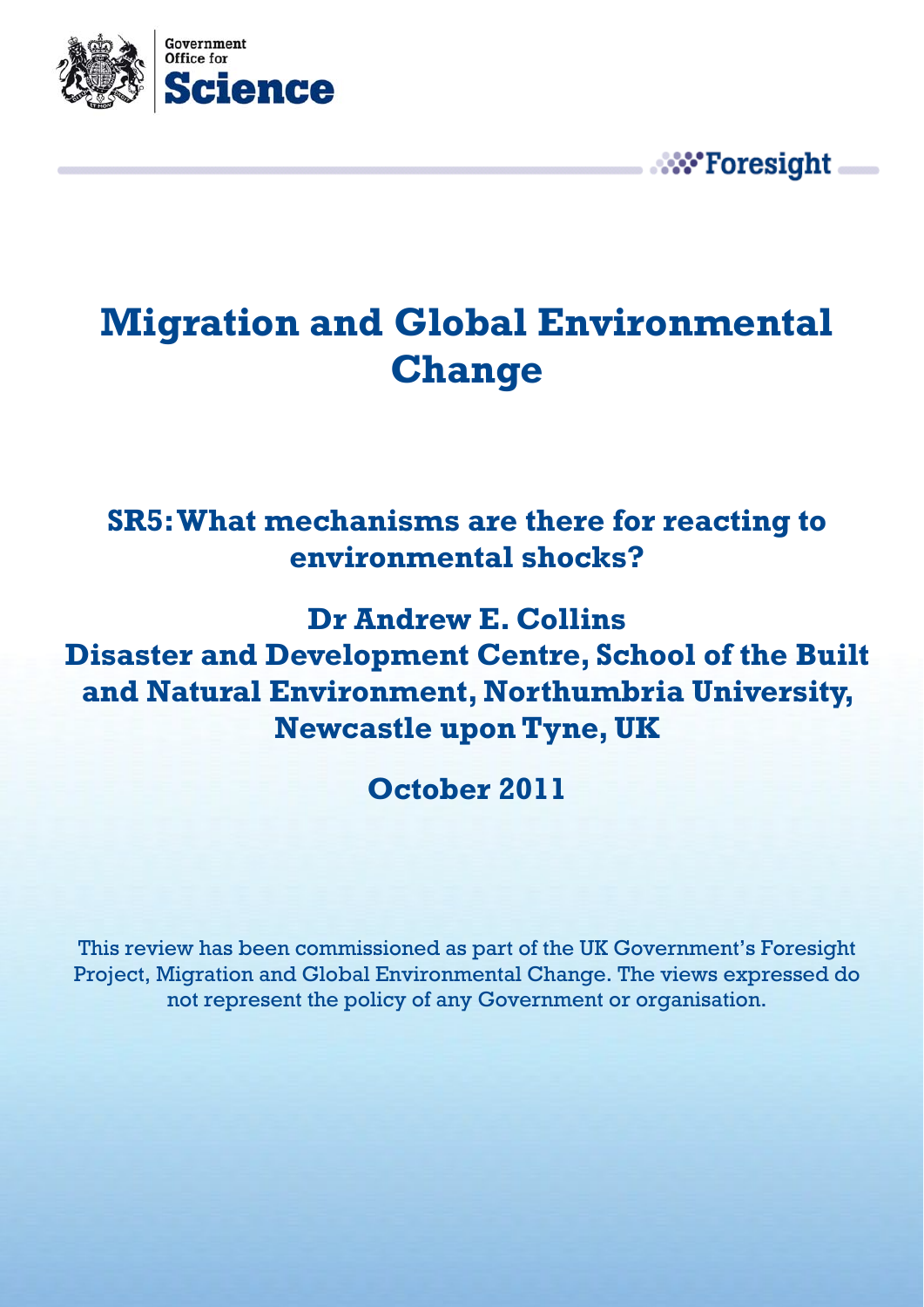Government Office for Science

Foresight

# Migration and Global Environmental Change

## SR5: What mechanisms are there for reacting to environmental shocks?

**Dr Andrew E. Collins**
**Disaster and Development Centre, School of the Built and Natural Environment, Northumbria University, Newcastle upon Tyne, UK**

**October 2011**

This review has been commissioned as part of the UK Government's Foresight Project, Migration and Global Environmental Change. The views expressed do not represent the policy of any Government or organisation.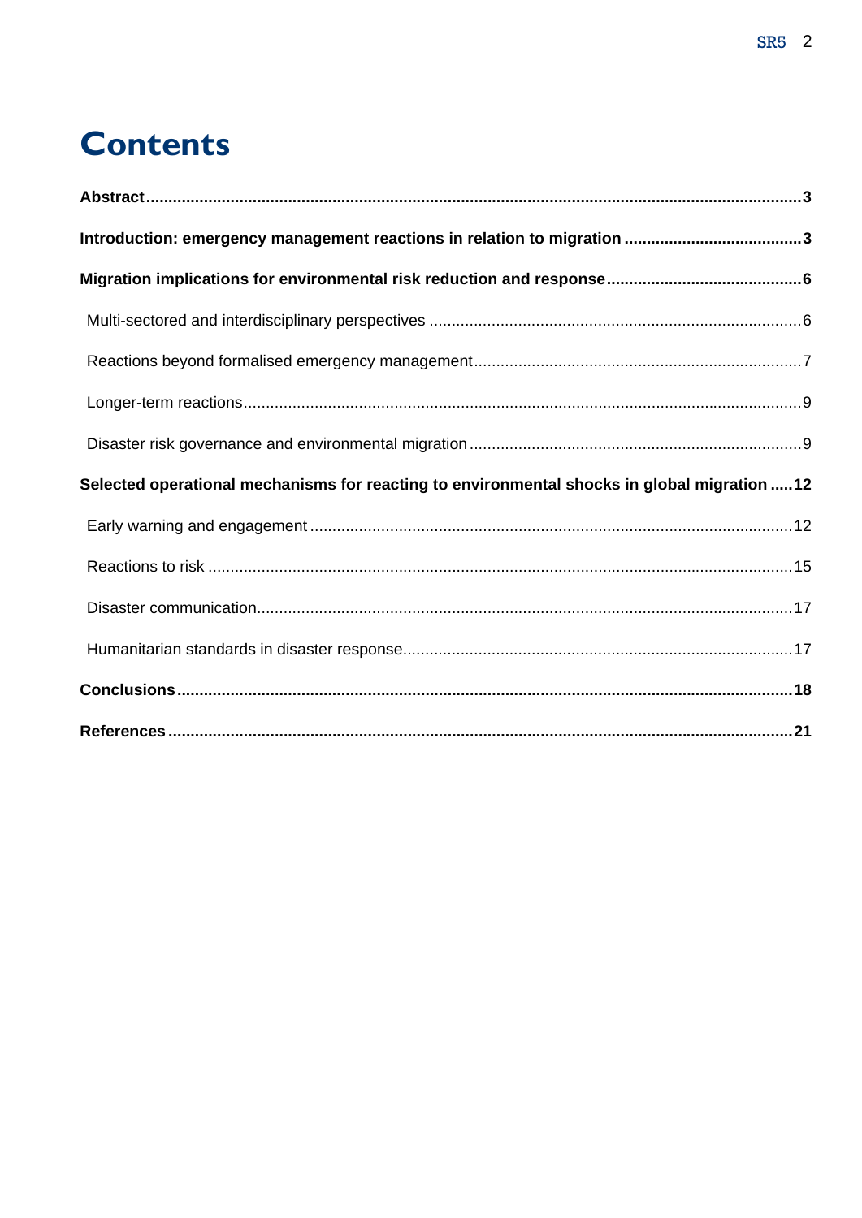# Contents

**Abstract** ..... **3**

**Introduction: emergency management reactions in relation to migration** ..... **3**

**Migration implications for environmental risk reduction and response** ..... **6**

- Multi-sectored and interdisciplinary perspectives ..... 6
- Reactions beyond formalised emergency management ..... 7
- Longer-term reactions ..... 9
- Disaster risk governance and environmental migration ..... 9

**Selected operational mechanisms for reacting to environmental shocks in global migration** ..... **12**

- Early warning and engagement ..... 12
- Reactions to risk ..... 15
- Disaster communication ..... 17
- Humanitarian standards in disaster response ..... 17

**Conclusions** ..... **18**

**References** ..... **21**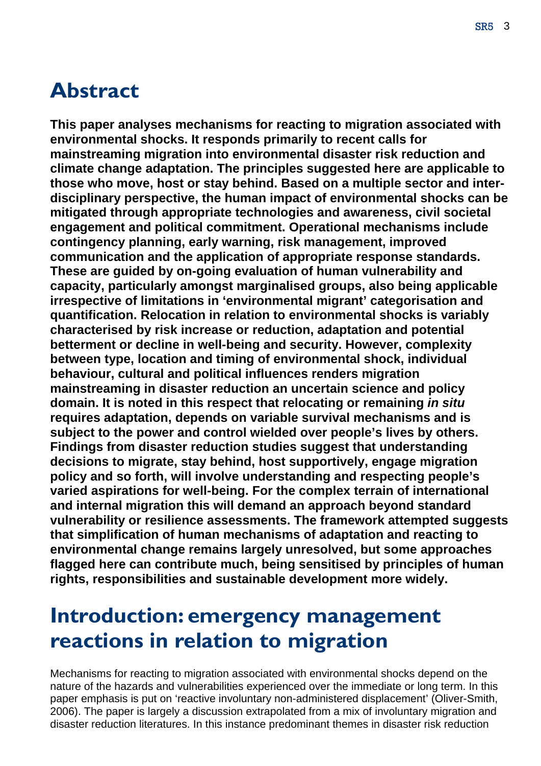## Abstract

**This paper analyses mechanisms for reacting to migration associated with environmental shocks. It responds primarily to recent calls for mainstreaming migration into environmental disaster risk reduction and climate change adaptation. The principles suggested here are applicable to those who move, host or stay behind. Based on a multiple sector and inter-disciplinary perspective, the human impact of environmental shocks can be mitigated through appropriate technologies and awareness, civil societal engagement and political commitment. Operational mechanisms include contingency planning, early warning, risk management, improved communication and the application of appropriate response standards. These are guided by on-going evaluation of human vulnerability and capacity, particularly amongst marginalised groups, also being applicable irrespective of limitations in 'environmental migrant' categorisation and quantification. Relocation in relation to environmental shocks is variably characterised by risk increase or reduction, adaptation and potential betterment or decline in well-being and security. However, complexity between type, location and timing of environmental shock, individual behaviour, cultural and political influences renders migration mainstreaming in disaster reduction an uncertain science and policy domain. It is noted in this respect that relocating or remaining *in situ* requires adaptation, depends on variable survival mechanisms and is subject to the power and control wielded over people's lives by others. Findings from disaster reduction studies suggest that understanding decisions to migrate, stay behind, host supportively, engage migration policy and so forth, will involve understanding and respecting people's varied aspirations for well-being. For the complex terrain of international and internal migration this will demand an approach beyond standard vulnerability or resilience assessments. The framework attempted suggests that simplification of human mechanisms of adaptation and reacting to environmental change remains largely unresolved, but some approaches flagged here can contribute much, being sensitised by principles of human rights, responsibilities and sustainable development more widely.**

## Introduction: emergency management reactions in relation to migration

Mechanisms for reacting to migration associated with environmental shocks depend on the nature of the hazards and vulnerabilities experienced over the immediate or long term. In this paper emphasis is put on 'reactive involuntary non-administered displacement' (Oliver-Smith, 2006). The paper is largely a discussion extrapolated from a mix of involuntary migration and disaster reduction literatures. In this instance predominant themes in disaster risk reduction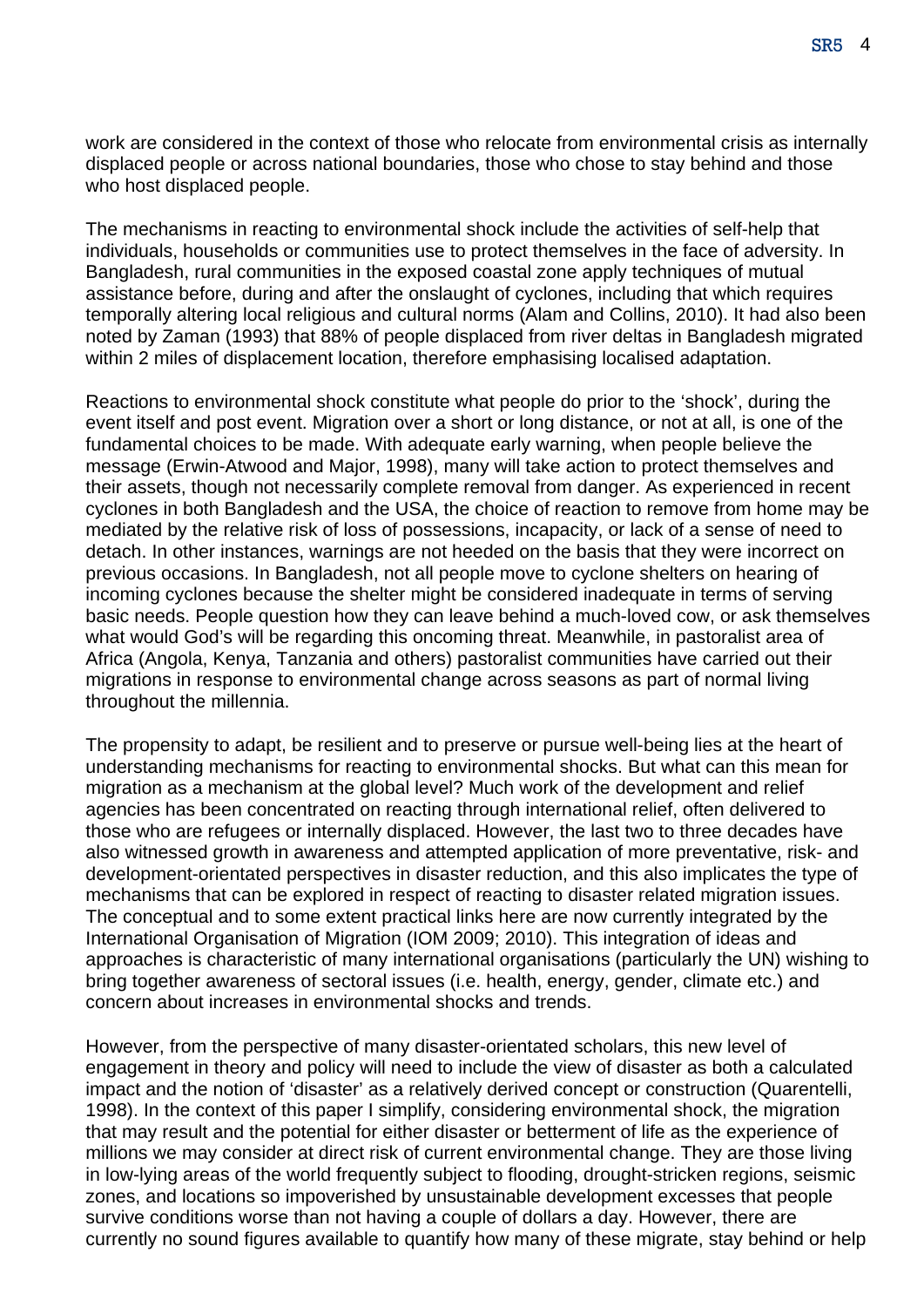work are considered in the context of those who relocate from environmental crisis as internally displaced people or across national boundaries, those who chose to stay behind and those who host displaced people.

The mechanisms in reacting to environmental shock include the activities of self-help that individuals, households or communities use to protect themselves in the face of adversity. In Bangladesh, rural communities in the exposed coastal zone apply techniques of mutual assistance before, during and after the onslaught of cyclones, including that which requires temporally altering local religious and cultural norms (Alam and Collins, 2010). It had also been noted by Zaman (1993) that 88% of people displaced from river deltas in Bangladesh migrated within 2 miles of displacement location, therefore emphasising localised adaptation.

Reactions to environmental shock constitute what people do prior to the 'shock', during the event itself and post event. Migration over a short or long distance, or not at all, is one of the fundamental choices to be made. With adequate early warning, when people believe the message (Erwin-Atwood and Major, 1998), many will take action to protect themselves and their assets, though not necessarily complete removal from danger. As experienced in recent cyclones in both Bangladesh and the USA, the choice of reaction to remove from home may be mediated by the relative risk of loss of possessions, incapacity, or lack of a sense of need to detach. In other instances, warnings are not heeded on the basis that they were incorrect on previous occasions. In Bangladesh, not all people move to cyclone shelters on hearing of incoming cyclones because the shelter might be considered inadequate in terms of serving basic needs. People question how they can leave behind a much-loved cow, or ask themselves what would God's will be regarding this oncoming threat. Meanwhile, in pastoralist area of Africa (Angola, Kenya, Tanzania and others) pastoralist communities have carried out their migrations in response to environmental change across seasons as part of normal living throughout the millennia.

The propensity to adapt, be resilient and to preserve or pursue well-being lies at the heart of understanding mechanisms for reacting to environmental shocks. But what can this mean for migration as a mechanism at the global level? Much work of the development and relief agencies has been concentrated on reacting through international relief, often delivered to those who are refugees or internally displaced. However, the last two to three decades have also witnessed growth in awareness and attempted application of more preventative, risk- and development-orientated perspectives in disaster reduction, and this also implicates the type of mechanisms that can be explored in respect of reacting to disaster related migration issues. The conceptual and to some extent practical links here are now currently integrated by the International Organisation of Migration (IOM 2009; 2010). This integration of ideas and approaches is characteristic of many international organisations (particularly the UN) wishing to bring together awareness of sectoral issues (i.e. health, energy, gender, climate etc.) and concern about increases in environmental shocks and trends.

However, from the perspective of many disaster-orientated scholars, this new level of engagement in theory and policy will need to include the view of disaster as both a calculated impact and the notion of 'disaster' as a relatively derived concept or construction (Quarentelli, 1998). In the context of this paper I simplify, considering environmental shock, the migration that may result and the potential for either disaster or betterment of life as the experience of millions we may consider at direct risk of current environmental change. They are those living in low-lying areas of the world frequently subject to flooding, drought-stricken regions, seismic zones, and locations so impoverished by unsustainable development excesses that people survive conditions worse than not having a couple of dollars a day. However, there are currently no sound figures available to quantify how many of these migrate, stay behind or help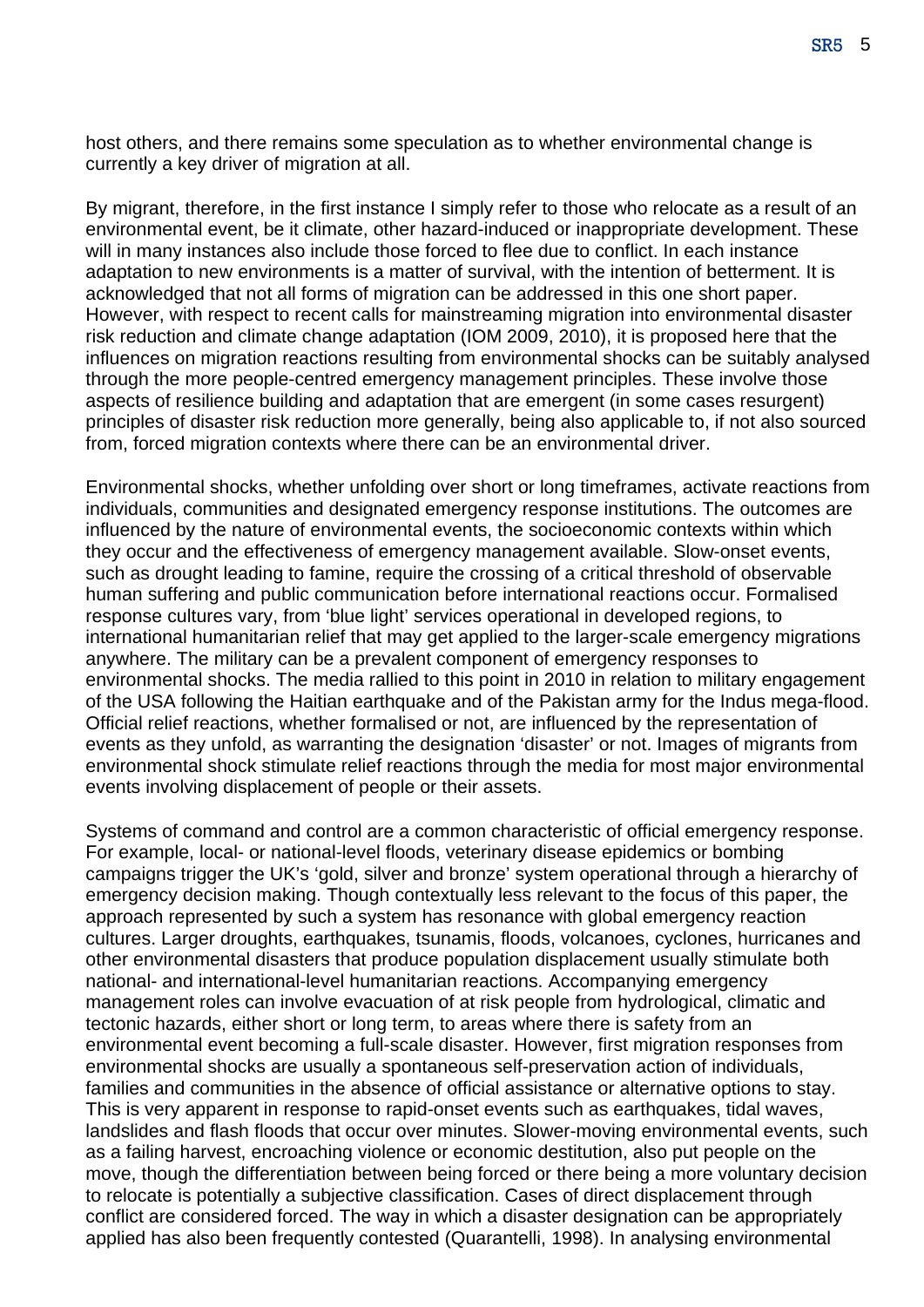host others, and there remains some speculation as to whether environmental change is currently a key driver of migration at all.

By migrant, therefore, in the first instance I simply refer to those who relocate as a result of an environmental event, be it climate, other hazard-induced or inappropriate development. These will in many instances also include those forced to flee due to conflict. In each instance adaptation to new environments is a matter of survival, with the intention of betterment. It is acknowledged that not all forms of migration can be addressed in this one short paper. However, with respect to recent calls for mainstreaming migration into environmental disaster risk reduction and climate change adaptation (IOM 2009, 2010), it is proposed here that the influences on migration reactions resulting from environmental shocks can be suitably analysed through the more people-centred emergency management principles. These involve those aspects of resilience building and adaptation that are emergent (in some cases resurgent) principles of disaster risk reduction more generally, being also applicable to, if not also sourced from, forced migration contexts where there can be an environmental driver.

Environmental shocks, whether unfolding over short or long timeframes, activate reactions from individuals, communities and designated emergency response institutions. The outcomes are influenced by the nature of environmental events, the socioeconomic contexts within which they occur and the effectiveness of emergency management available. Slow-onset events, such as drought leading to famine, require the crossing of a critical threshold of observable human suffering and public communication before international reactions occur. Formalised response cultures vary, from 'blue light' services operational in developed regions, to international humanitarian relief that may get applied to the larger-scale emergency migrations anywhere. The military can be a prevalent component of emergency responses to environmental shocks. The media rallied to this point in 2010 in relation to military engagement of the USA following the Haitian earthquake and of the Pakistan army for the Indus mega-flood. Official relief reactions, whether formalised or not, are influenced by the representation of events as they unfold, as warranting the designation 'disaster' or not. Images of migrants from environmental shock stimulate relief reactions through the media for most major environmental events involving displacement of people or their assets.

Systems of command and control are a common characteristic of official emergency response. For example, local- or national-level floods, veterinary disease epidemics or bombing campaigns trigger the UK's 'gold, silver and bronze' system operational through a hierarchy of emergency decision making. Though contextually less relevant to the focus of this paper, the approach represented by such a system has resonance with global emergency reaction cultures. Larger droughts, earthquakes, tsunamis, floods, volcanoes, cyclones, hurricanes and other environmental disasters that produce population displacement usually stimulate both national- and international-level humanitarian reactions. Accompanying emergency management roles can involve evacuation of at risk people from hydrological, climatic and tectonic hazards, either short or long term, to areas where there is safety from an environmental event becoming a full-scale disaster. However, first migration responses from environmental shocks are usually a spontaneous self-preservation action of individuals, families and communities in the absence of official assistance or alternative options to stay. This is very apparent in response to rapid-onset events such as earthquakes, tidal waves, landslides and flash floods that occur over minutes. Slower-moving environmental events, such as a failing harvest, encroaching violence or economic destitution, also put people on the move, though the differentiation between being forced or there being a more voluntary decision to relocate is potentially a subjective classification. Cases of direct displacement through conflict are considered forced. The way in which a disaster designation can be appropriately applied has also been frequently contested (Quarantelli, 1998). In analysing environmental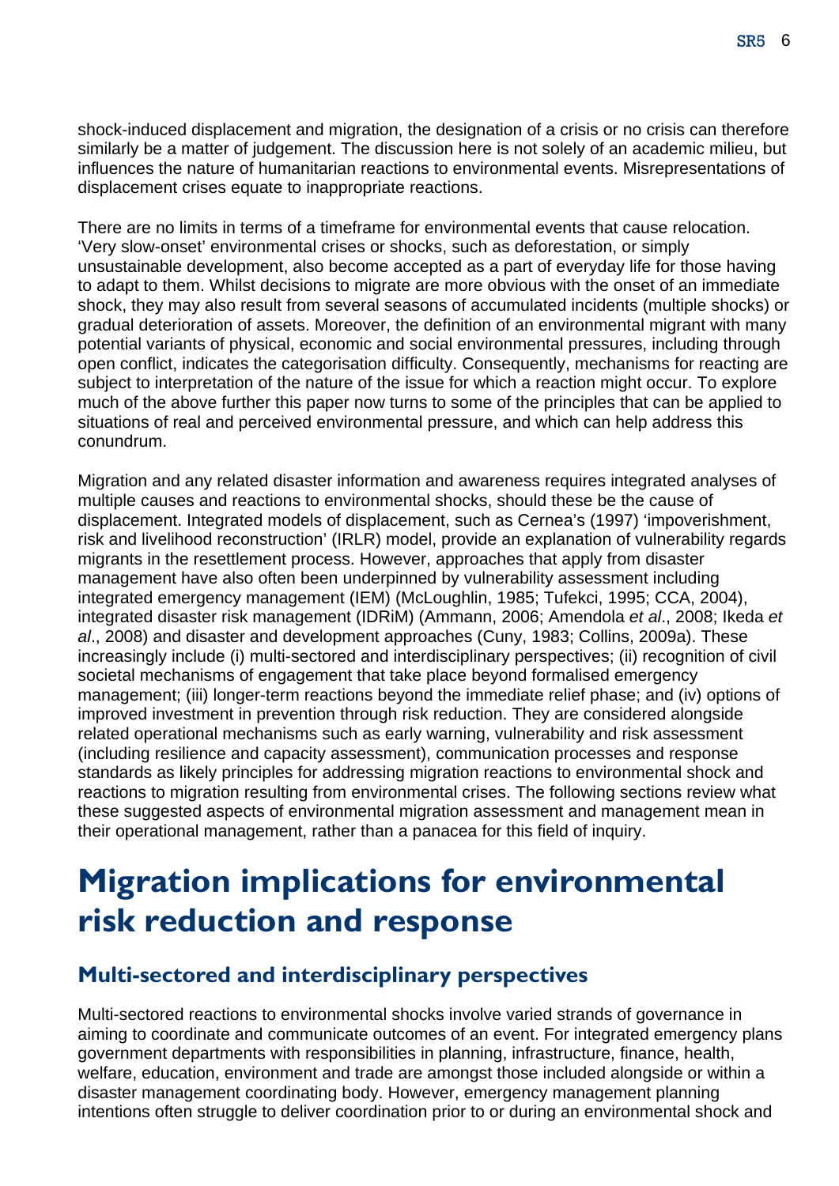shock-induced displacement and migration, the designation of a crisis or no crisis can therefore similarly be a matter of judgement. The discussion here is not solely of an academic milieu, but influences the nature of humanitarian reactions to environmental events. Misrepresentations of displacement crises equate to inappropriate reactions.

There are no limits in terms of a timeframe for environmental events that cause relocation. 'Very slow-onset' environmental crises or shocks, such as deforestation, or simply unsustainable development, also become accepted as a part of everyday life for those having to adapt to them. Whilst decisions to migrate are more obvious with the onset of an immediate shock, they may also result from several seasons of accumulated incidents (multiple shocks) or gradual deterioration of assets. Moreover, the definition of an environmental migrant with many potential variants of physical, economic and social environmental pressures, including through open conflict, indicates the categorisation difficulty. Consequently, mechanisms for reacting are subject to interpretation of the nature of the issue for which a reaction might occur. To explore much of the above further this paper now turns to some of the principles that can be applied to situations of real and perceived environmental pressure, and which can help address this conundrum.

Migration and any related disaster information and awareness requires integrated analyses of multiple causes and reactions to environmental shocks, should these be the cause of displacement. Integrated models of displacement, such as Cernea's (1997) 'impoverishment, risk and livelihood reconstruction' (IRLR) model, provide an explanation of vulnerability regards migrants in the resettlement process. However, approaches that apply from disaster management have also often been underpinned by vulnerability assessment including integrated emergency management (IEM) (McLoughlin, 1985; Tufekci, 1995; CCA, 2004), integrated disaster risk management (IDRiM) (Ammann, 2006; Amendola *et al*., 2008; Ikeda *et al*., 2008) and disaster and development approaches (Cuny, 1983; Collins, 2009a). These increasingly include (i) multi-sectored and interdisciplinary perspectives; (ii) recognition of civil societal mechanisms of engagement that take place beyond formalised emergency management; (iii) longer-term reactions beyond the immediate relief phase; and (iv) options of improved investment in prevention through risk reduction. They are considered alongside related operational mechanisms such as early warning, vulnerability and risk assessment (including resilience and capacity assessment), communication processes and response standards as likely principles for addressing migration reactions to environmental shock and reactions to migration resulting from environmental crises. The following sections review what these suggested aspects of environmental migration assessment and management mean in their operational management, rather than a panacea for this field of inquiry.

# Migration implications for environmental risk reduction and response

## Multi-sectored and interdisciplinary perspectives

Multi-sectored reactions to environmental shocks involve varied strands of governance in aiming to coordinate and communicate outcomes of an event. For integrated emergency plans government departments with responsibilities in planning, infrastructure, finance, health, welfare, education, environment and trade are amongst those included alongside or within a disaster management coordinating body. However, emergency management planning intentions often struggle to deliver coordination prior to or during an environmental shock and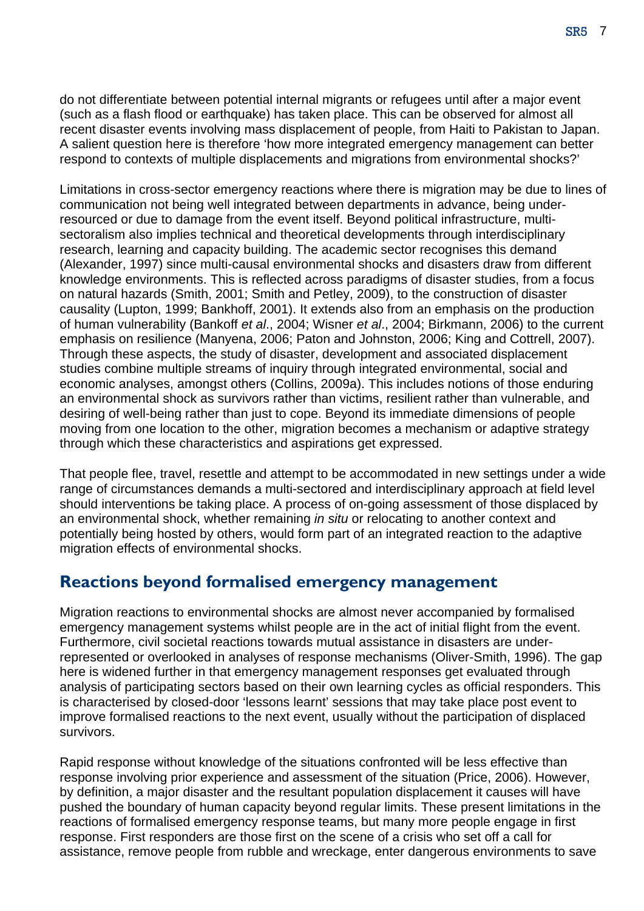do not differentiate between potential internal migrants or refugees until after a major event (such as a flash flood or earthquake) has taken place. This can be observed for almost all recent disaster events involving mass displacement of people, from Haiti to Pakistan to Japan. A salient question here is therefore 'how more integrated emergency management can better respond to contexts of multiple displacements and migrations from environmental shocks?'

Limitations in cross-sector emergency reactions where there is migration may be due to lines of communication not being well integrated between departments in advance, being under-resourced or due to damage from the event itself. Beyond political infrastructure, multi-sectoralism also implies technical and theoretical developments through interdisciplinary research, learning and capacity building. The academic sector recognises this demand (Alexander, 1997) since multi-causal environmental shocks and disasters draw from different knowledge environments. This is reflected across paradigms of disaster studies, from a focus on natural hazards (Smith, 2001; Smith and Petley, 2009), to the construction of disaster causality (Lupton, 1999; Bankhoff, 2001). It extends also from an emphasis on the production of human vulnerability (Bankoff *et al*., 2004; Wisner *et al*., 2004; Birkmann, 2006) to the current emphasis on resilience (Manyena, 2006; Paton and Johnston, 2006; King and Cottrell, 2007). Through these aspects, the study of disaster, development and associated displacement studies combine multiple streams of inquiry through integrated environmental, social and economic analyses, amongst others (Collins, 2009a). This includes notions of those enduring an environmental shock as survivors rather than victims, resilient rather than vulnerable, and desiring of well-being rather than just to cope. Beyond its immediate dimensions of people moving from one location to the other, migration becomes a mechanism or adaptive strategy through which these characteristics and aspirations get expressed.

That people flee, travel, resettle and attempt to be accommodated in new settings under a wide range of circumstances demands a multi-sectored and interdisciplinary approach at field level should interventions be taking place. A process of on-going assessment of those displaced by an environmental shock, whether remaining *in situ* or relocating to another context and potentially being hosted by others, would form part of an integrated reaction to the adaptive migration effects of environmental shocks.

## Reactions beyond formalised emergency management

Migration reactions to environmental shocks are almost never accompanied by formalised emergency management systems whilst people are in the act of initial flight from the event. Furthermore, civil societal reactions towards mutual assistance in disasters are under-represented or overlooked in analyses of response mechanisms (Oliver-Smith, 1996). The gap here is widened further in that emergency management responses get evaluated through analysis of participating sectors based on their own learning cycles as official responders. This is characterised by closed-door 'lessons learnt' sessions that may take place post event to improve formalised reactions to the next event, usually without the participation of displaced survivors.

Rapid response without knowledge of the situations confronted will be less effective than response involving prior experience and assessment of the situation (Price, 2006). However, by definition, a major disaster and the resultant population displacement it causes will have pushed the boundary of human capacity beyond regular limits. These present limitations in the reactions of formalised emergency response teams, but many more people engage in first response. First responders are those first on the scene of a crisis who set off a call for assistance, remove people from rubble and wreckage, enter dangerous environments to save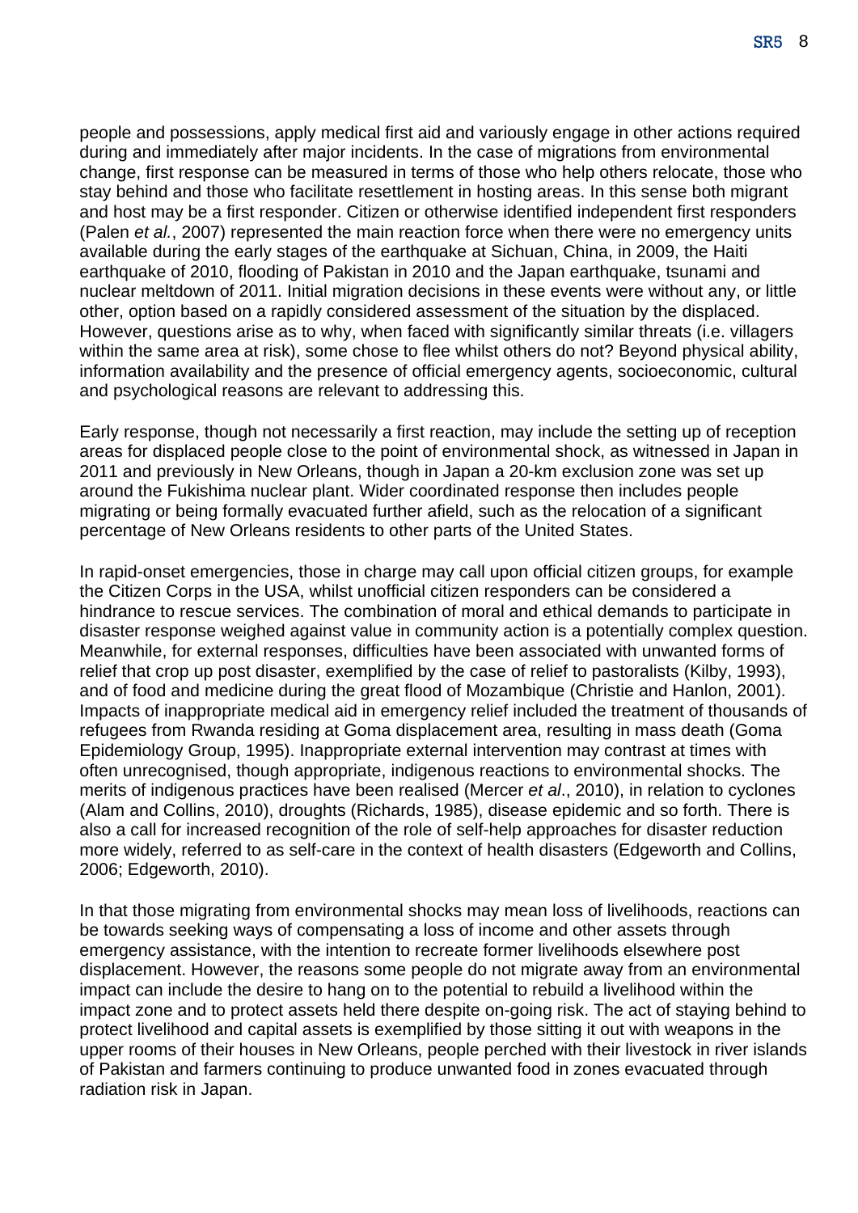people and possessions, apply medical first aid and variously engage in other actions required during and immediately after major incidents. In the case of migrations from environmental change, first response can be measured in terms of those who help others relocate, those who stay behind and those who facilitate resettlement in hosting areas. In this sense both migrant and host may be a first responder. Citizen or otherwise identified independent first responders (Palen *et al.*, 2007) represented the main reaction force when there were no emergency units available during the early stages of the earthquake at Sichuan, China, in 2009, the Haiti earthquake of 2010, flooding of Pakistan in 2010 and the Japan earthquake, tsunami and nuclear meltdown of 2011. Initial migration decisions in these events were without any, or little other, option based on a rapidly considered assessment of the situation by the displaced. However, questions arise as to why, when faced with significantly similar threats (i.e. villagers within the same area at risk), some chose to flee whilst others do not? Beyond physical ability, information availability and the presence of official emergency agents, socioeconomic, cultural and psychological reasons are relevant to addressing this.

Early response, though not necessarily a first reaction, may include the setting up of reception areas for displaced people close to the point of environmental shock, as witnessed in Japan in 2011 and previously in New Orleans, though in Japan a 20-km exclusion zone was set up around the Fukishima nuclear plant. Wider coordinated response then includes people migrating or being formally evacuated further afield, such as the relocation of a significant percentage of New Orleans residents to other parts of the United States.

In rapid-onset emergencies, those in charge may call upon official citizen groups, for example the Citizen Corps in the USA, whilst unofficial citizen responders can be considered a hindrance to rescue services. The combination of moral and ethical demands to participate in disaster response weighed against value in community action is a potentially complex question. Meanwhile, for external responses, difficulties have been associated with unwanted forms of relief that crop up post disaster, exemplified by the case of relief to pastoralists (Kilby, 1993), and of food and medicine during the great flood of Mozambique (Christie and Hanlon, 2001). Impacts of inappropriate medical aid in emergency relief included the treatment of thousands of refugees from Rwanda residing at Goma displacement area, resulting in mass death (Goma Epidemiology Group, 1995). Inappropriate external intervention may contrast at times with often unrecognised, though appropriate, indigenous reactions to environmental shocks. The merits of indigenous practices have been realised (Mercer *et al*., 2010), in relation to cyclones (Alam and Collins, 2010), droughts (Richards, 1985), disease epidemic and so forth. There is also a call for increased recognition of the role of self-help approaches for disaster reduction more widely, referred to as self-care in the context of health disasters (Edgeworth and Collins, 2006; Edgeworth, 2010).

In that those migrating from environmental shocks may mean loss of livelihoods, reactions can be towards seeking ways of compensating a loss of income and other assets through emergency assistance, with the intention to recreate former livelihoods elsewhere post displacement. However, the reasons some people do not migrate away from an environmental impact can include the desire to hang on to the potential to rebuild a livelihood within the impact zone and to protect assets held there despite on-going risk. The act of staying behind to protect livelihood and capital assets is exemplified by those sitting it out with weapons in the upper rooms of their houses in New Orleans, people perched with their livestock in river islands of Pakistan and farmers continuing to produce unwanted food in zones evacuated through radiation risk in Japan.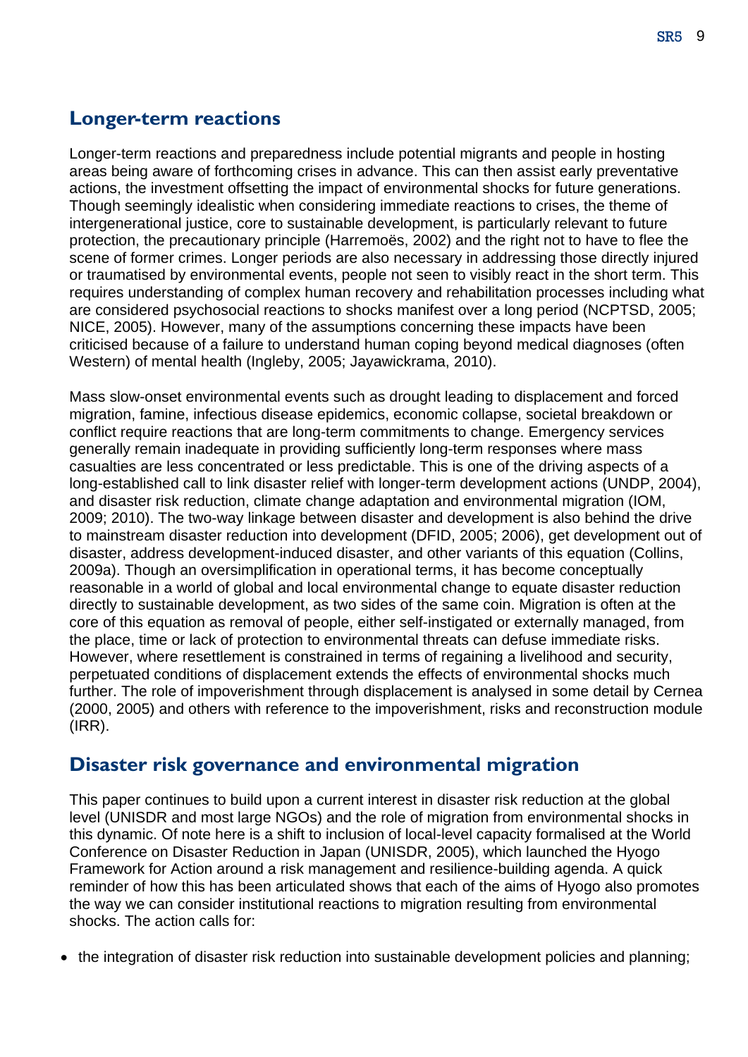## Longer-term reactions

Longer-term reactions and preparedness include potential migrants and people in hosting areas being aware of forthcoming crises in advance. This can then assist early preventative actions, the investment offsetting the impact of environmental shocks for future generations. Though seemingly idealistic when considering immediate reactions to crises, the theme of intergenerational justice, core to sustainable development, is particularly relevant to future protection, the precautionary principle (Harremoës, 2002) and the right not to have to flee the scene of former crimes. Longer periods are also necessary in addressing those directly injured or traumatised by environmental events, people not seen to visibly react in the short term. This requires understanding of complex human recovery and rehabilitation processes including what are considered psychosocial reactions to shocks manifest over a long period (NCPTSD, 2005; NICE, 2005). However, many of the assumptions concerning these impacts have been criticised because of a failure to understand human coping beyond medical diagnoses (often Western) of mental health (Ingleby, 2005; Jayawickrama, 2010).

Mass slow-onset environmental events such as drought leading to displacement and forced migration, famine, infectious disease epidemics, economic collapse, societal breakdown or conflict require reactions that are long-term commitments to change. Emergency services generally remain inadequate in providing sufficiently long-term responses where mass casualties are less concentrated or less predictable. This is one of the driving aspects of a long-established call to link disaster relief with longer-term development actions (UNDP, 2004), and disaster risk reduction, climate change adaptation and environmental migration (IOM, 2009; 2010). The two-way linkage between disaster and development is also behind the drive to mainstream disaster reduction into development (DFID, 2005; 2006), get development out of disaster, address development-induced disaster, and other variants of this equation (Collins, 2009a). Though an oversimplification in operational terms, it has become conceptually reasonable in a world of global and local environmental change to equate disaster reduction directly to sustainable development, as two sides of the same coin. Migration is often at the core of this equation as removal of people, either self-instigated or externally managed, from the place, time or lack of protection to environmental threats can defuse immediate risks. However, where resettlement is constrained in terms of regaining a livelihood and security, perpetuated conditions of displacement extends the effects of environmental shocks much further. The role of impoverishment through displacement is analysed in some detail by Cernea (2000, 2005) and others with reference to the impoverishment, risks and reconstruction module (IRR).

## Disaster risk governance and environmental migration

This paper continues to build upon a current interest in disaster risk reduction at the global level (UNISDR and most large NGOs) and the role of migration from environmental shocks in this dynamic. Of note here is a shift to inclusion of local-level capacity formalised at the World Conference on Disaster Reduction in Japan (UNISDR, 2005), which launched the Hyogo Framework for Action around a risk management and resilience-building agenda. A quick reminder of how this has been articulated shows that each of the aims of Hyogo also promotes the way we can consider institutional reactions to migration resulting from environmental shocks. The action calls for:

- the integration of disaster risk reduction into sustainable development policies and planning;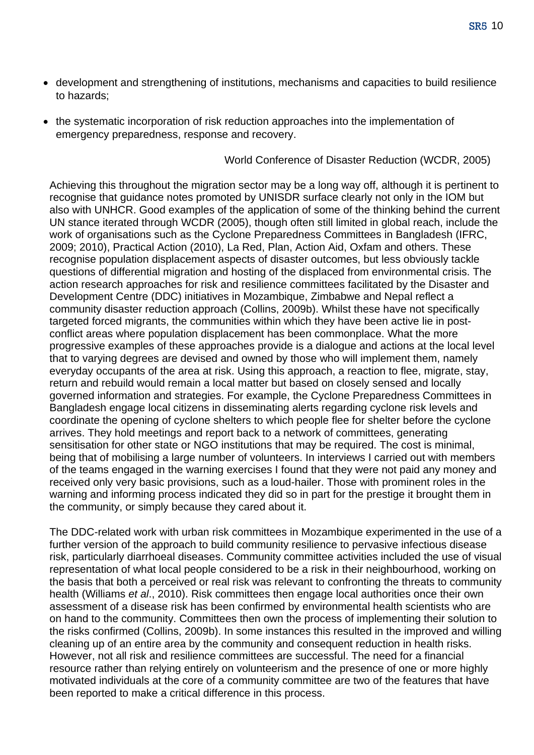- development and strengthening of institutions, mechanisms and capacities to build resilience to hazards;
- the systematic incorporation of risk reduction approaches into the implementation of emergency preparedness, response and recovery.

World Conference of Disaster Reduction (WCDR, 2005)

Achieving this throughout the migration sector may be a long way off, although it is pertinent to recognise that guidance notes promoted by UNISDR surface clearly not only in the IOM but also with UNHCR. Good examples of the application of some of the thinking behind the current UN stance iterated through WCDR (2005), though often still limited in global reach, include the work of organisations such as the Cyclone Preparedness Committees in Bangladesh (IFRC, 2009; 2010), Practical Action (2010), La Red, Plan, Action Aid, Oxfam and others. These recognise population displacement aspects of disaster outcomes, but less obviously tackle questions of differential migration and hosting of the displaced from environmental crisis. The action research approaches for risk and resilience committees facilitated by the Disaster and Development Centre (DDC) initiatives in Mozambique, Zimbabwe and Nepal reflect a community disaster reduction approach (Collins, 2009b). Whilst these have not specifically targeted forced migrants, the communities within which they have been active lie in post-conflict areas where population displacement has been commonplace. What the more progressive examples of these approaches provide is a dialogue and actions at the local level that to varying degrees are devised and owned by those who will implement them, namely everyday occupants of the area at risk. Using this approach, a reaction to flee, migrate, stay, return and rebuild would remain a local matter but based on closely sensed and locally governed information and strategies. For example, the Cyclone Preparedness Committees in Bangladesh engage local citizens in disseminating alerts regarding cyclone risk levels and coordinate the opening of cyclone shelters to which people flee for shelter before the cyclone arrives. They hold meetings and report back to a network of committees, generating sensitisation for other state or NGO institutions that may be required. The cost is minimal, being that of mobilising a large number of volunteers. In interviews I carried out with members of the teams engaged in the warning exercises I found that they were not paid any money and received only very basic provisions, such as a loud-hailer. Those with prominent roles in the warning and informing process indicated they did so in part for the prestige it brought them in the community, or simply because they cared about it.

The DDC-related work with urban risk committees in Mozambique experimented in the use of a further version of the approach to build community resilience to pervasive infectious disease risk, particularly diarrhoeal diseases. Community committee activities included the use of visual representation of what local people considered to be a risk in their neighbourhood, working on the basis that both a perceived or real risk was relevant to confronting the threats to community health (Williams *et al*., 2010). Risk committees then engage local authorities once their own assessment of a disease risk has been confirmed by environmental health scientists who are on hand to the community. Committees then own the process of implementing their solution to the risks confirmed (Collins, 2009b). In some instances this resulted in the improved and willing cleaning up of an entire area by the community and consequent reduction in health risks. However, not all risk and resilience committees are successful. The need for a financial resource rather than relying entirely on volunteerism and the presence of one or more highly motivated individuals at the core of a community committee are two of the features that have been reported to make a critical difference in this process.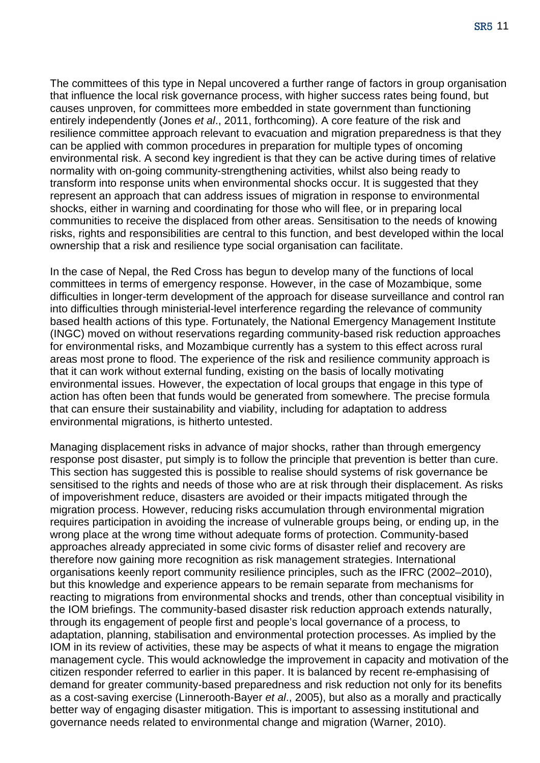The committees of this type in Nepal uncovered a further range of factors in group organisation that influence the local risk governance process, with higher success rates being found, but causes unproven, for committees more embedded in state government than functioning entirely independently (Jones *et al*., 2011, forthcoming). A core feature of the risk and resilience committee approach relevant to evacuation and migration preparedness is that they can be applied with common procedures in preparation for multiple types of oncoming environmental risk. A second key ingredient is that they can be active during times of relative normality with on-going community-strengthening activities, whilst also being ready to transform into response units when environmental shocks occur. It is suggested that they represent an approach that can address issues of migration in response to environmental shocks, either in warning and coordinating for those who will flee, or in preparing local communities to receive the displaced from other areas. Sensitisation to the needs of knowing risks, rights and responsibilities are central to this function, and best developed within the local ownership that a risk and resilience type social organisation can facilitate.

In the case of Nepal, the Red Cross has begun to develop many of the functions of local committees in terms of emergency response. However, in the case of Mozambique, some difficulties in longer-term development of the approach for disease surveillance and control ran into difficulties through ministerial-level interference regarding the relevance of community based health actions of this type. Fortunately, the National Emergency Management Institute (INGC) moved on without reservations regarding community-based risk reduction approaches for environmental risks, and Mozambique currently has a system to this effect across rural areas most prone to flood. The experience of the risk and resilience community approach is that it can work without external funding, existing on the basis of locally motivating environmental issues. However, the expectation of local groups that engage in this type of action has often been that funds would be generated from somewhere. The precise formula that can ensure their sustainability and viability, including for adaptation to address environmental migrations, is hitherto untested.

Managing displacement risks in advance of major shocks, rather than through emergency response post disaster, put simply is to follow the principle that prevention is better than cure. This section has suggested this is possible to realise should systems of risk governance be sensitised to the rights and needs of those who are at risk through their displacement. As risks of impoverishment reduce, disasters are avoided or their impacts mitigated through the migration process. However, reducing risks accumulation through environmental migration requires participation in avoiding the increase of vulnerable groups being, or ending up, in the wrong place at the wrong time without adequate forms of protection. Community-based approaches already appreciated in some civic forms of disaster relief and recovery are therefore now gaining more recognition as risk management strategies. International organisations keenly report community resilience principles, such as the IFRC (2002–2010), but this knowledge and experience appears to be remain separate from mechanisms for reacting to migrations from environmental shocks and trends, other than conceptual visibility in the IOM briefings. The community-based disaster risk reduction approach extends naturally, through its engagement of people first and people's local governance of a process, to adaptation, planning, stabilisation and environmental protection processes. As implied by the IOM in its review of activities, these may be aspects of what it means to engage the migration management cycle. This would acknowledge the improvement in capacity and motivation of the citizen responder referred to earlier in this paper. It is balanced by recent re-emphasising of demand for greater community-based preparedness and risk reduction not only for its benefits as a cost-saving exercise (Linnerooth-Bayer *et al*., 2005), but also as a morally and practically better way of engaging disaster mitigation. This is important to assessing institutional and governance needs related to environmental change and migration (Warner, 2010).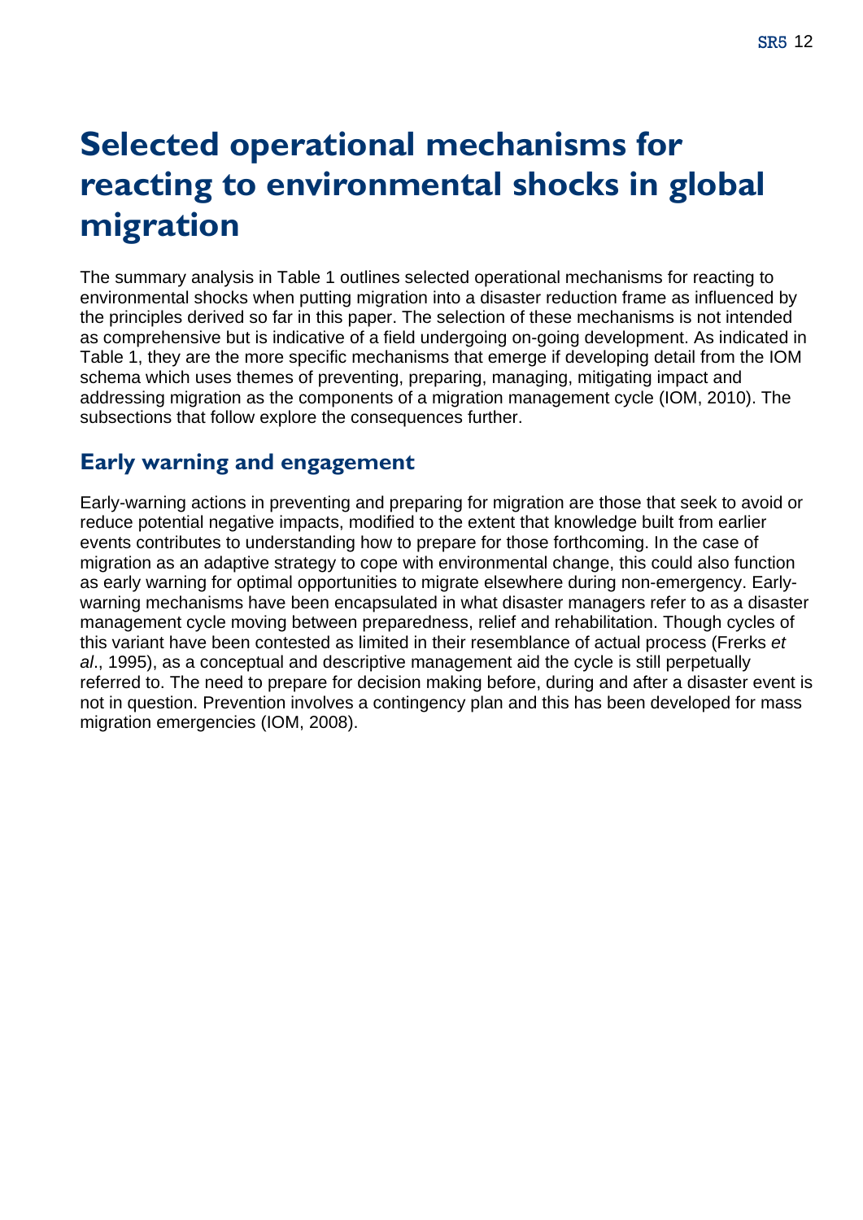# Selected operational mechanisms for reacting to environmental shocks in global migration

The summary analysis in Table 1 outlines selected operational mechanisms for reacting to environmental shocks when putting migration into a disaster reduction frame as influenced by the principles derived so far in this paper. The selection of these mechanisms is not intended as comprehensive but is indicative of a field undergoing on-going development. As indicated in Table 1, they are the more specific mechanisms that emerge if developing detail from the IOM schema which uses themes of preventing, preparing, managing, mitigating impact and addressing migration as the components of a migration management cycle (IOM, 2010). The subsections that follow explore the consequences further.

## Early warning and engagement

Early-warning actions in preventing and preparing for migration are those that seek to avoid or reduce potential negative impacts, modified to the extent that knowledge built from earlier events contributes to understanding how to prepare for those forthcoming. In the case of migration as an adaptive strategy to cope with environmental change, this could also function as early warning for optimal opportunities to migrate elsewhere during non-emergency. Early-warning mechanisms have been encapsulated in what disaster managers refer to as a disaster management cycle moving between preparedness, relief and rehabilitation. Though cycles of this variant have been contested as limited in their resemblance of actual process (Frerks *et al*., 1995), as a conceptual and descriptive management aid the cycle is still perpetually referred to. The need to prepare for decision making before, during and after a disaster event is not in question. Prevention involves a contingency plan and this has been developed for mass migration emergencies (IOM, 2008).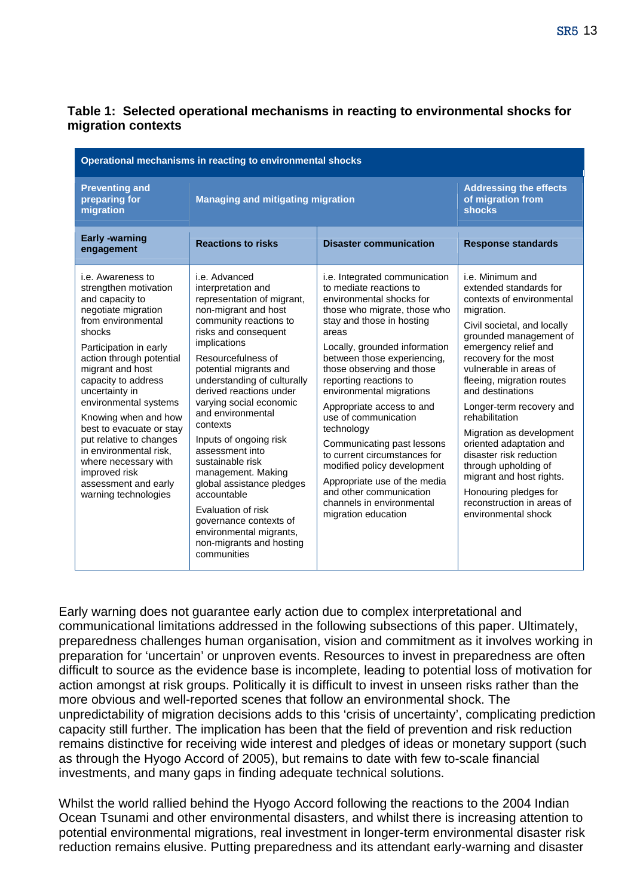**Table 1: Selected operational mechanisms in reacting to environmental shocks for migration contexts**

| Operational mechanisms in reacting to environmental shocks | | | |
|---|---|---|---|
| Preventing and preparing for migration | Managing and mitigating migration | | Addressing the effects of migration from shocks |
| Early -warning engagement | Reactions to risks | Disaster communication | Response standards |
| i.e. Awareness to strengthen motivation and capacity to negotiate migration from environmental shocks<br><br>Participation in early action through potential migrant and host capacity to address uncertainty in environmental systems<br><br>Knowing when and how best to evacuate or stay put relative to changes in environmental risk, where necessary with improved risk assessment and early warning technologies | i.e. Advanced interpretation and representation of migrant, non-migrant and host community reactions to risks and consequent implications<br><br>Resourcefulness of potential migrants and understanding of culturally derived reactions under varying social economic and environmental contexts<br><br>Inputs of ongoing risk assessment into sustainable risk management. Making global assistance pledges accountable<br><br>Evaluation of risk governance contexts of environmental migrants, non-migrants and hosting communities | i.e. Integrated communication to mediate reactions to environmental shocks for those who migrate, those who stay and those in hosting areas<br><br>Locally, grounded information between those experiencing, those observing and those reporting reactions to environmental migrations<br><br>Appropriate access to and use of communication technology<br><br>Communicating past lessons to current circumstances for modified policy development<br><br>Appropriate use of the media and other communication channels in environmental migration education | i.e. Minimum and extended standards for contexts of environmental migration.<br><br>Civil societal, and locally grounded management of emergency relief and recovery for the most vulnerable in areas of fleeing, migration routes and destinations<br><br>Longer-term recovery and rehabilitation<br><br>Migration as development oriented adaptation and disaster risk reduction through upholding of migrant and host rights.<br><br>Honouring pledges for reconstruction in areas of environmental shock |

Early warning does not guarantee early action due to complex interpretational and communicational limitations addressed in the following subsections of this paper. Ultimately, preparedness challenges human organisation, vision and commitment as it involves working in preparation for 'uncertain' or unproven events. Resources to invest in preparedness are often difficult to source as the evidence base is incomplete, leading to potential loss of motivation for action amongst at risk groups. Politically it is difficult to invest in unseen risks rather than the more obvious and well-reported scenes that follow an environmental shock. The unpredictability of migration decisions adds to this 'crisis of uncertainty', complicating prediction capacity still further. The implication has been that the field of prevention and risk reduction remains distinctive for receiving wide interest and pledges of ideas or monetary support (such as through the Hyogo Accord of 2005), but remains to date with few to-scale financial investments, and many gaps in finding adequate technical solutions.

Whilst the world rallied behind the Hyogo Accord following the reactions to the 2004 Indian Ocean Tsunami and other environmental disasters, and whilst there is increasing attention to potential environmental migrations, real investment in longer-term environmental disaster risk reduction remains elusive. Putting preparedness and its attendant early-warning and disaster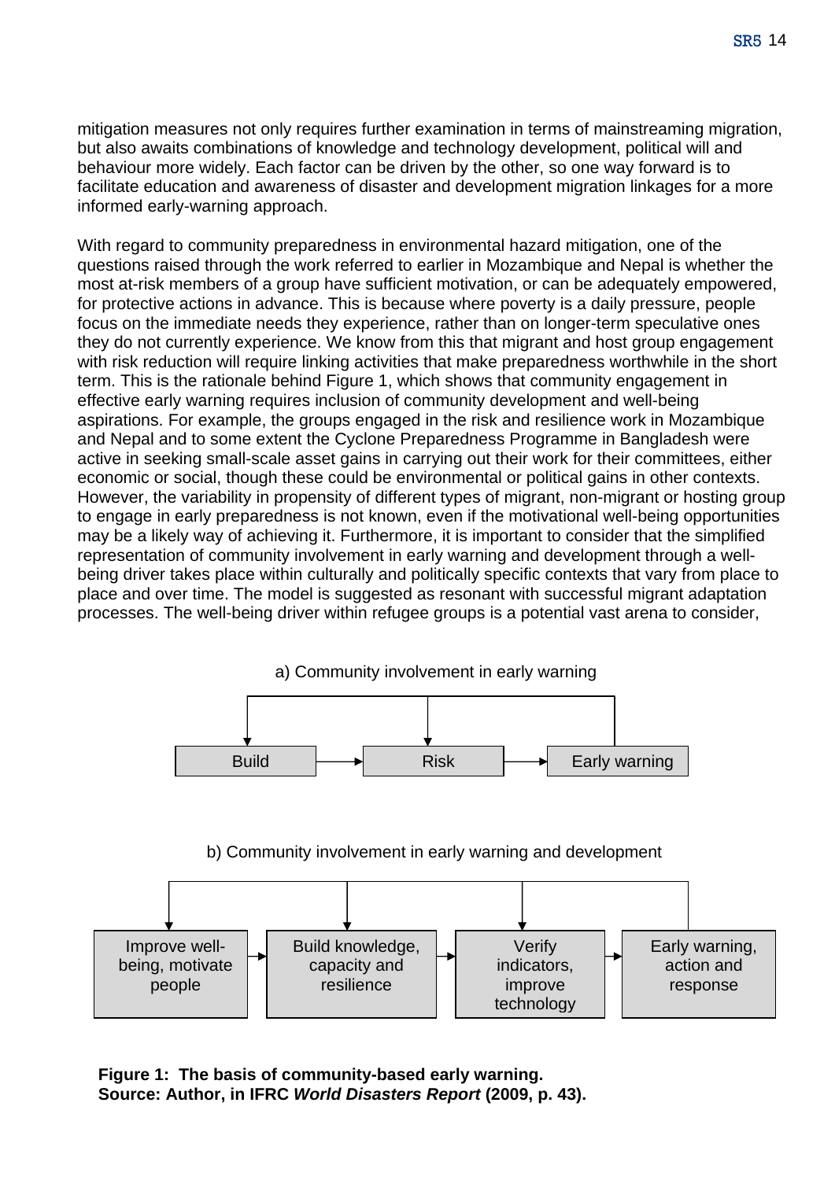mitigation measures not only requires further examination in terms of mainstreaming migration, but also awaits combinations of knowledge and technology development, political will and behaviour more widely. Each factor can be driven by the other, so one way forward is to facilitate education and awareness of disaster and development migration linkages for a more informed early-warning approach.

With regard to community preparedness in environmental hazard mitigation, one of the questions raised through the work referred to earlier in Mozambique and Nepal is whether the most at-risk members of a group have sufficient motivation, or can be adequately empowered, for protective actions in advance. This is because where poverty is a daily pressure, people focus on the immediate needs they experience, rather than on longer-term speculative ones they do not currently experience. We know from this that migrant and host group engagement with risk reduction will require linking activities that make preparedness worthwhile in the short term. This is the rationale behind Figure 1, which shows that community engagement in effective early warning requires inclusion of community development and well-being aspirations. For example, the groups engaged in the risk and resilience work in Mozambique and Nepal and to some extent the Cyclone Preparedness Programme in Bangladesh were active in seeking small-scale asset gains in carrying out their work for their committees, either economic or social, though these could be environmental or political gains in other contexts. However, the variability in propensity of different types of migrant, non-migrant or hosting group to engage in early preparedness is not known, even if the motivational well-being opportunities may be a likely way of achieving it. Furthermore, it is important to consider that the simplified representation of community involvement in early warning and development through a well-being driver takes place within culturally and politically specific contexts that vary from place to place and over time. The model is suggested as resonant with successful migrant adaptation processes. The well-being driver within refugee groups is a potential vast arena to consider,

a) Community involvement in early warning

Build → Risk → Early warning

b) Community involvement in early warning and development

Improve well-being, motivate people → Build knowledge, capacity and resilience → Verify indicators, improve technology → Early warning, action and response

**Figure 1: The basis of community-based early warning.**
**Source: Author, in IFRC *World Disasters Report* (2009, p. 43).**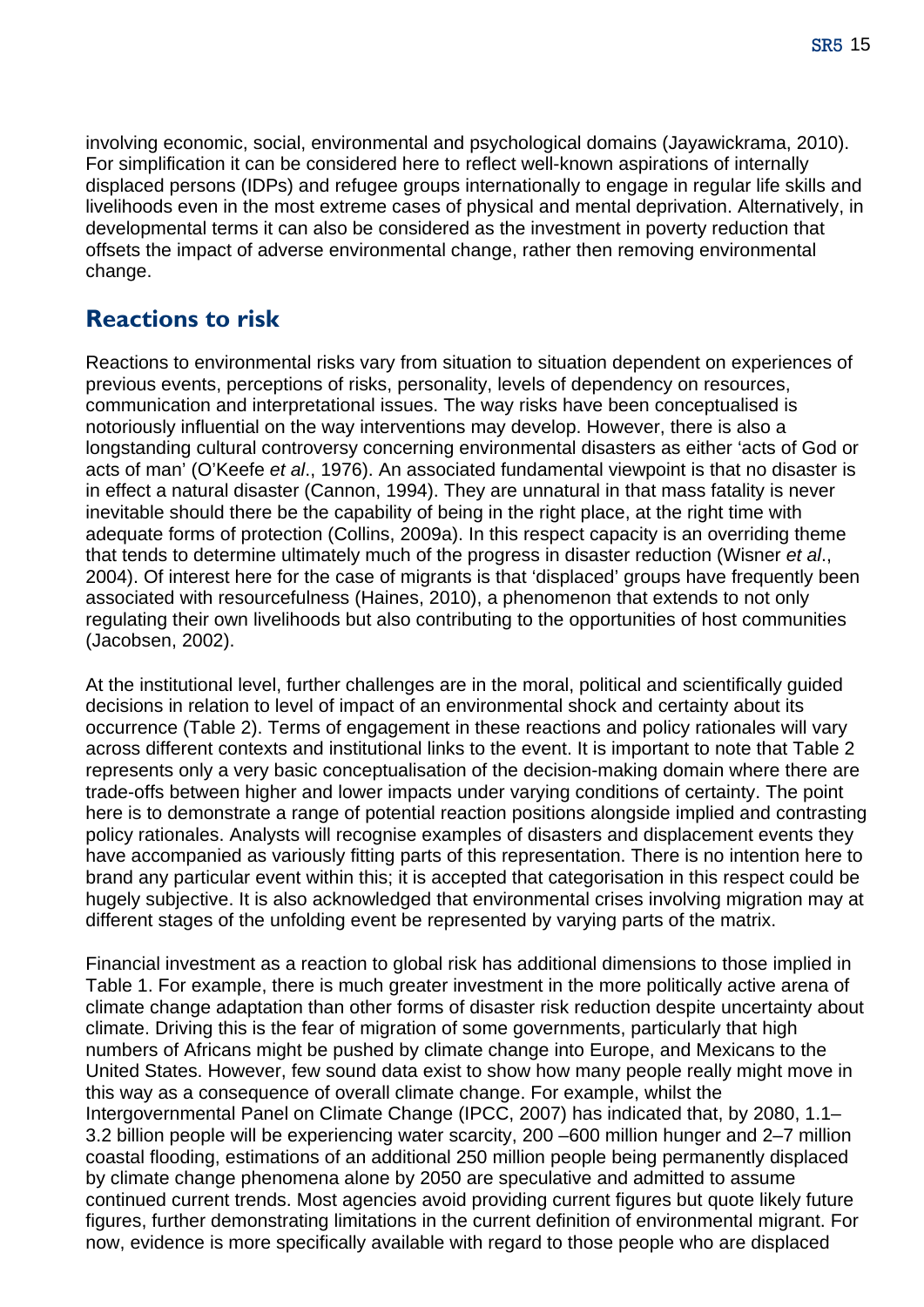involving economic, social, environmental and psychological domains (Jayawickrama, 2010). For simplification it can be considered here to reflect well-known aspirations of internally displaced persons (IDPs) and refugee groups internationally to engage in regular life skills and livelihoods even in the most extreme cases of physical and mental deprivation. Alternatively, in developmental terms it can also be considered as the investment in poverty reduction that offsets the impact of adverse environmental change, rather then removing environmental change.

## Reactions to risk

Reactions to environmental risks vary from situation to situation dependent on experiences of previous events, perceptions of risks, personality, levels of dependency on resources, communication and interpretational issues. The way risks have been conceptualised is notoriously influential on the way interventions may develop. However, there is also a longstanding cultural controversy concerning environmental disasters as either 'acts of God or acts of man' (O'Keefe *et al*., 1976). An associated fundamental viewpoint is that no disaster is in effect a natural disaster (Cannon, 1994). They are unnatural in that mass fatality is never inevitable should there be the capability of being in the right place, at the right time with adequate forms of protection (Collins, 2009a). In this respect capacity is an overriding theme that tends to determine ultimately much of the progress in disaster reduction (Wisner *et al*., 2004). Of interest here for the case of migrants is that 'displaced' groups have frequently been associated with resourcefulness (Haines, 2010), a phenomenon that extends to not only regulating their own livelihoods but also contributing to the opportunities of host communities (Jacobsen, 2002).

At the institutional level, further challenges are in the moral, political and scientifically guided decisions in relation to level of impact of an environmental shock and certainty about its occurrence (Table 2). Terms of engagement in these reactions and policy rationales will vary across different contexts and institutional links to the event. It is important to note that Table 2 represents only a very basic conceptualisation of the decision-making domain where there are trade-offs between higher and lower impacts under varying conditions of certainty. The point here is to demonstrate a range of potential reaction positions alongside implied and contrasting policy rationales. Analysts will recognise examples of disasters and displacement events they have accompanied as variously fitting parts of this representation. There is no intention here to brand any particular event within this; it is accepted that categorisation in this respect could be hugely subjective. It is also acknowledged that environmental crises involving migration may at different stages of the unfolding event be represented by varying parts of the matrix.

Financial investment as a reaction to global risk has additional dimensions to those implied in Table 1. For example, there is much greater investment in the more politically active arena of climate change adaptation than other forms of disaster risk reduction despite uncertainty about climate. Driving this is the fear of migration of some governments, particularly that high numbers of Africans might be pushed by climate change into Europe, and Mexicans to the United States. However, few sound data exist to show how many people really might move in this way as a consequence of overall climate change. For example, whilst the Intergovernmental Panel on Climate Change (IPCC, 2007) has indicated that, by 2080, 1.1–3.2 billion people will be experiencing water scarcity, 200 –600 million hunger and 2–7 million coastal flooding, estimations of an additional 250 million people being permanently displaced by climate change phenomena alone by 2050 are speculative and admitted to assume continued current trends. Most agencies avoid providing current figures but quote likely future figures, further demonstrating limitations in the current definition of environmental migrant. For now, evidence is more specifically available with regard to those people who are displaced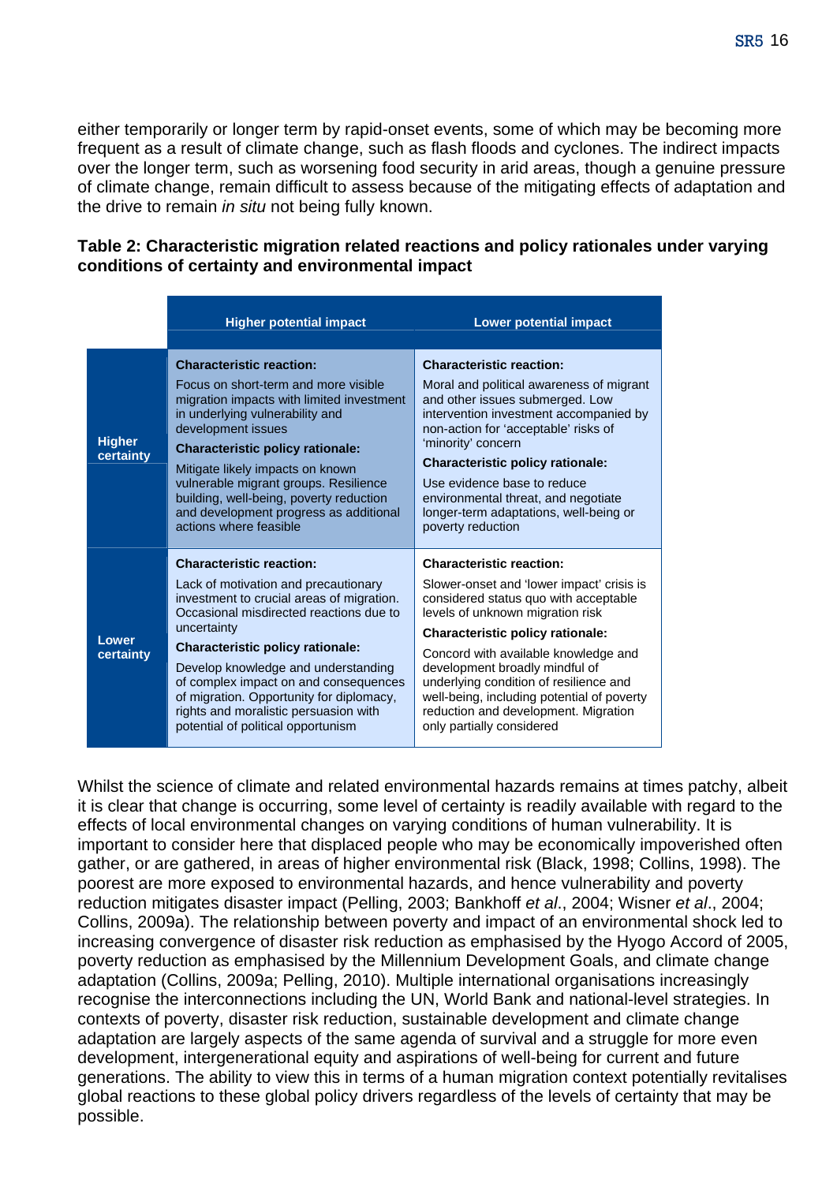either temporarily or longer term by rapid-onset events, some of which may be becoming more frequent as a result of climate change, such as flash floods and cyclones. The indirect impacts over the longer term, such as worsening food security in arid areas, though a genuine pressure of climate change, remain difficult to assess because of the mitigating effects of adaptation and the drive to remain *in situ* not being fully known.

**Table 2: Characteristic migration related reactions and policy rationales under varying conditions of certainty and environmental impact**

| | Higher potential impact | Lower potential impact |
|---|---|---|
| **Higher certainty** | **Characteristic reaction:** Focus on short-term and more visible migration impacts with limited investment in underlying vulnerability and development issues **Characteristic policy rationale:** Mitigate likely impacts on known vulnerable migrant groups. Resilience building, well-being, poverty reduction and development progress as additional actions where feasible | **Characteristic reaction:** Moral and political awareness of migrant and other issues submerged. Low intervention investment accompanied by non-action for 'acceptable' risks of 'minority' concern **Characteristic policy rationale:** Use evidence base to reduce environmental threat, and negotiate longer-term adaptations, well-being or poverty reduction |
| **Lower certainty** | **Characteristic reaction:** Lack of motivation and precautionary investment to crucial areas of migration. Occasional misdirected reactions due to uncertainty **Characteristic policy rationale:** Develop knowledge and understanding of complex impact on and consequences of migration. Opportunity for diplomacy, rights and moralistic persuasion with potential of political opportunism | **Characteristic reaction:** Slower-onset and 'lower impact' crisis is considered status quo with acceptable levels of unknown migration risk **Characteristic policy rationale:** Concord with available knowledge and development broadly mindful of underlying condition of resilience and well-being, including potential of poverty reduction and development. Migration only partially considered |

Whilst the science of climate and related environmental hazards remains at times patchy, albeit it is clear that change is occurring, some level of certainty is readily available with regard to the effects of local environmental changes on varying conditions of human vulnerability. It is important to consider here that displaced people who may be economically impoverished often gather, or are gathered, in areas of higher environmental risk (Black, 1998; Collins, 1998). The poorest are more exposed to environmental hazards, and hence vulnerability and poverty reduction mitigates disaster impact (Pelling, 2003; Bankhoff *et al*., 2004; Wisner *et al*., 2004; Collins, 2009a). The relationship between poverty and impact of an environmental shock led to increasing convergence of disaster risk reduction as emphasised by the Hyogo Accord of 2005, poverty reduction as emphasised by the Millennium Development Goals, and climate change adaptation (Collins, 2009a; Pelling, 2010). Multiple international organisations increasingly recognise the interconnections including the UN, World Bank and national-level strategies. In contexts of poverty, disaster risk reduction, sustainable development and climate change adaptation are largely aspects of the same agenda of survival and a struggle for more even development, intergenerational equity and aspirations of well-being for current and future generations. The ability to view this in terms of a human migration context potentially revitalises global reactions to these global policy drivers regardless of the levels of certainty that may be possible.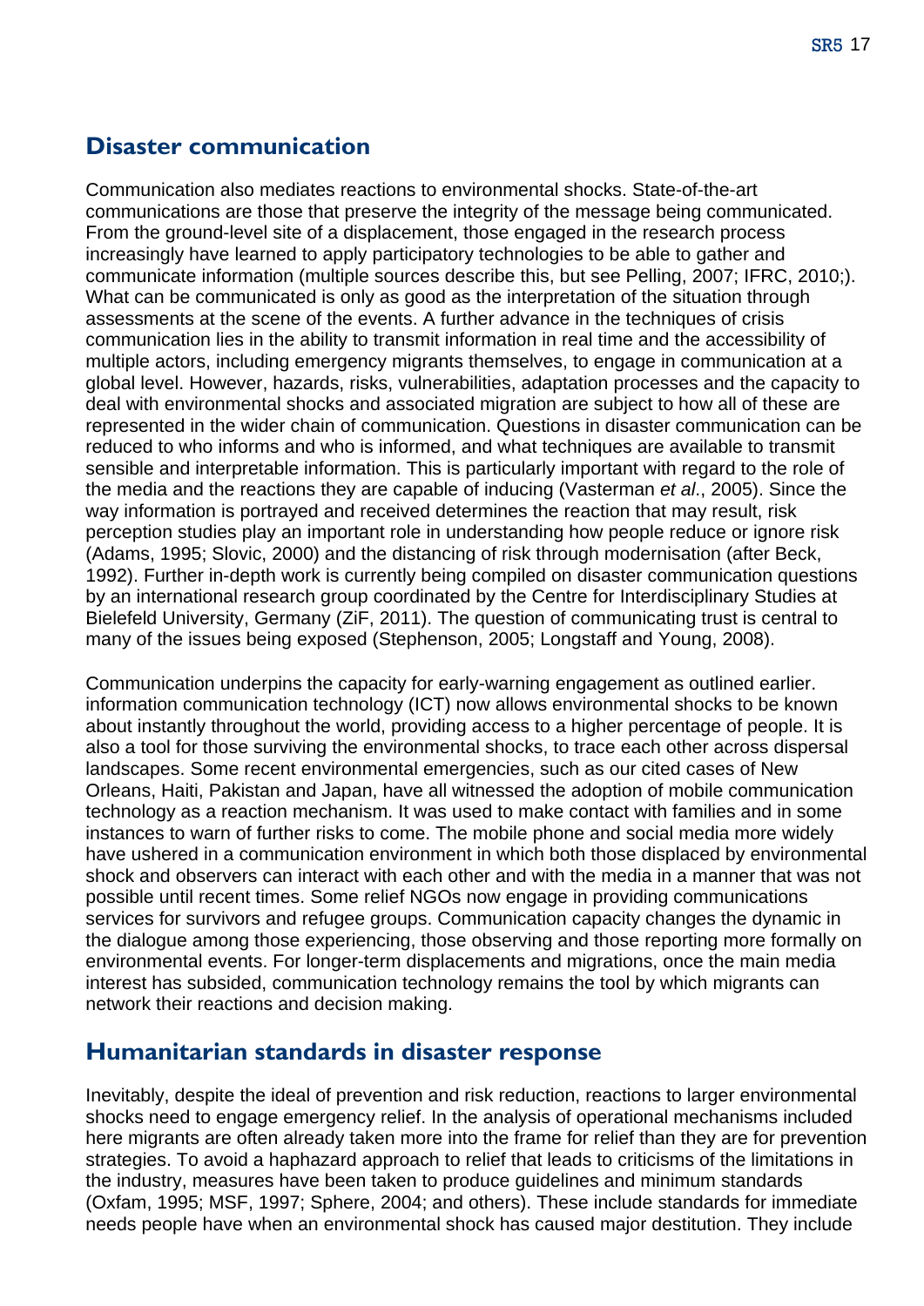## Disaster communication

Communication also mediates reactions to environmental shocks. State-of-the-art communications are those that preserve the integrity of the message being communicated. From the ground-level site of a displacement, those engaged in the research process increasingly have learned to apply participatory technologies to be able to gather and communicate information (multiple sources describe this, but see Pelling, 2007; IFRC, 2010;). What can be communicated is only as good as the interpretation of the situation through assessments at the scene of the events. A further advance in the techniques of crisis communication lies in the ability to transmit information in real time and the accessibility of multiple actors, including emergency migrants themselves, to engage in communication at a global level. However, hazards, risks, vulnerabilities, adaptation processes and the capacity to deal with environmental shocks and associated migration are subject to how all of these are represented in the wider chain of communication. Questions in disaster communication can be reduced to who informs and who is informed, and what techniques are available to transmit sensible and interpretable information. This is particularly important with regard to the role of the media and the reactions they are capable of inducing (Vasterman *et al*., 2005). Since the way information is portrayed and received determines the reaction that may result, risk perception studies play an important role in understanding how people reduce or ignore risk (Adams, 1995; Slovic, 2000) and the distancing of risk through modernisation (after Beck, 1992). Further in-depth work is currently being compiled on disaster communication questions by an international research group coordinated by the Centre for Interdisciplinary Studies at Bielefeld University, Germany (ZiF, 2011). The question of communicating trust is central to many of the issues being exposed (Stephenson, 2005; Longstaff and Young, 2008).

Communication underpins the capacity for early-warning engagement as outlined earlier. information communication technology (ICT) now allows environmental shocks to be known about instantly throughout the world, providing access to a higher percentage of people. It is also a tool for those surviving the environmental shocks, to trace each other across dispersal landscapes. Some recent environmental emergencies, such as our cited cases of New Orleans, Haiti, Pakistan and Japan, have all witnessed the adoption of mobile communication technology as a reaction mechanism. It was used to make contact with families and in some instances to warn of further risks to come. The mobile phone and social media more widely have ushered in a communication environment in which both those displaced by environmental shock and observers can interact with each other and with the media in a manner that was not possible until recent times. Some relief NGOs now engage in providing communications services for survivors and refugee groups. Communication capacity changes the dynamic in the dialogue among those experiencing, those observing and those reporting more formally on environmental events. For longer-term displacements and migrations, once the main media interest has subsided, communication technology remains the tool by which migrants can network their reactions and decision making.

## Humanitarian standards in disaster response

Inevitably, despite the ideal of prevention and risk reduction, reactions to larger environmental shocks need to engage emergency relief. In the analysis of operational mechanisms included here migrants are often already taken more into the frame for relief than they are for prevention strategies. To avoid a haphazard approach to relief that leads to criticisms of the limitations in the industry, measures have been taken to produce guidelines and minimum standards (Oxfam, 1995; MSF, 1997; Sphere, 2004; and others). These include standards for immediate needs people have when an environmental shock has caused major destitution. They include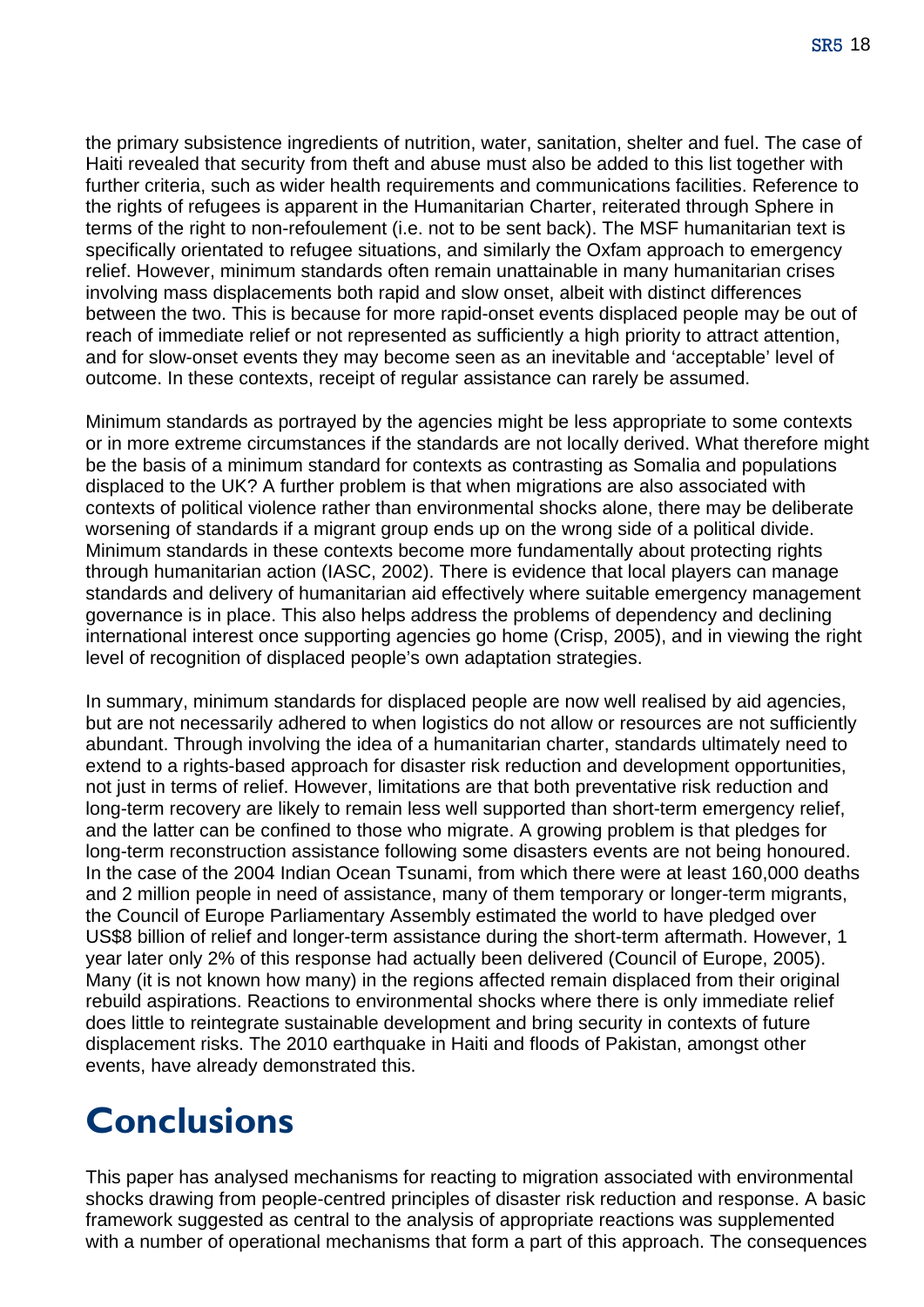the primary subsistence ingredients of nutrition, water, sanitation, shelter and fuel. The case of Haiti revealed that security from theft and abuse must also be added to this list together with further criteria, such as wider health requirements and communications facilities. Reference to the rights of refugees is apparent in the Humanitarian Charter, reiterated through Sphere in terms of the right to non-refoulement (i.e. not to be sent back). The MSF humanitarian text is specifically orientated to refugee situations, and similarly the Oxfam approach to emergency relief. However, minimum standards often remain unattainable in many humanitarian crises involving mass displacements both rapid and slow onset, albeit with distinct differences between the two. This is because for more rapid-onset events displaced people may be out of reach of immediate relief or not represented as sufficiently a high priority to attract attention, and for slow-onset events they may become seen as an inevitable and 'acceptable' level of outcome. In these contexts, receipt of regular assistance can rarely be assumed.

Minimum standards as portrayed by the agencies might be less appropriate to some contexts or in more extreme circumstances if the standards are not locally derived. What therefore might be the basis of a minimum standard for contexts as contrasting as Somalia and populations displaced to the UK? A further problem is that when migrations are also associated with contexts of political violence rather than environmental shocks alone, there may be deliberate worsening of standards if a migrant group ends up on the wrong side of a political divide. Minimum standards in these contexts become more fundamentally about protecting rights through humanitarian action (IASC, 2002). There is evidence that local players can manage standards and delivery of humanitarian aid effectively where suitable emergency management governance is in place. This also helps address the problems of dependency and declining international interest once supporting agencies go home (Crisp, 2005), and in viewing the right level of recognition of displaced people's own adaptation strategies.

In summary, minimum standards for displaced people are now well realised by aid agencies, but are not necessarily adhered to when logistics do not allow or resources are not sufficiently abundant. Through involving the idea of a humanitarian charter, standards ultimately need to extend to a rights-based approach for disaster risk reduction and development opportunities, not just in terms of relief. However, limitations are that both preventative risk reduction and long-term recovery are likely to remain less well supported than short-term emergency relief, and the latter can be confined to those who migrate. A growing problem is that pledges for long-term reconstruction assistance following some disasters events are not being honoured. In the case of the 2004 Indian Ocean Tsunami, from which there were at least 160,000 deaths and 2 million people in need of assistance, many of them temporary or longer-term migrants, the Council of Europe Parliamentary Assembly estimated the world to have pledged over US$8 billion of relief and longer-term assistance during the short-term aftermath. However, 1 year later only 2% of this response had actually been delivered (Council of Europe, 2005). Many (it is not known how many) in the regions affected remain displaced from their original rebuild aspirations. Reactions to environmental shocks where there is only immediate relief does little to reintegrate sustainable development and bring security in contexts of future displacement risks. The 2010 earthquake in Haiti and floods of Pakistan, amongst other events, have already demonstrated this.

# Conclusions

This paper has analysed mechanisms for reacting to migration associated with environmental shocks drawing from people-centred principles of disaster risk reduction and response. A basic framework suggested as central to the analysis of appropriate reactions was supplemented with a number of operational mechanisms that form a part of this approach. The consequences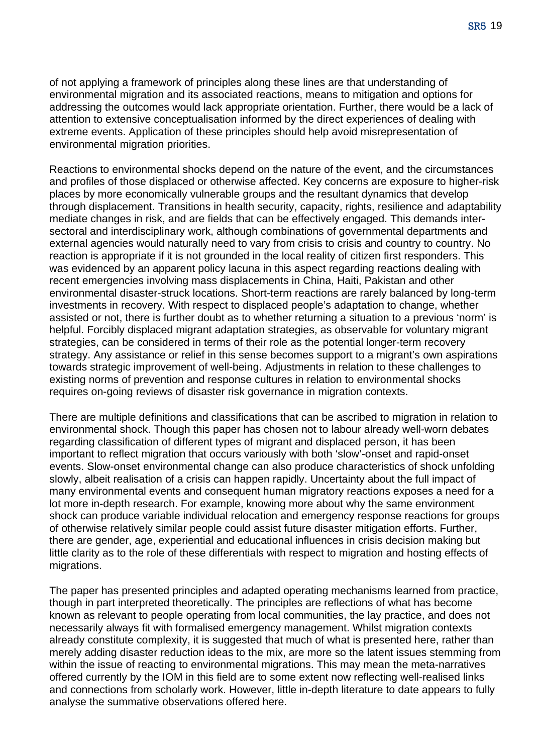of not applying a framework of principles along these lines are that understanding of environmental migration and its associated reactions, means to mitigation and options for addressing the outcomes would lack appropriate orientation. Further, there would be a lack of attention to extensive conceptualisation informed by the direct experiences of dealing with extreme events. Application of these principles should help avoid misrepresentation of environmental migration priorities.

Reactions to environmental shocks depend on the nature of the event, and the circumstances and profiles of those displaced or otherwise affected. Key concerns are exposure to higher-risk places by more economically vulnerable groups and the resultant dynamics that develop through displacement. Transitions in health security, capacity, rights, resilience and adaptability mediate changes in risk, and are fields that can be effectively engaged. This demands inter-sectoral and interdisciplinary work, although combinations of governmental departments and external agencies would naturally need to vary from crisis to crisis and country to country. No reaction is appropriate if it is not grounded in the local reality of citizen first responders. This was evidenced by an apparent policy lacuna in this aspect regarding reactions dealing with recent emergencies involving mass displacements in China, Haiti, Pakistan and other environmental disaster-struck locations. Short-term reactions are rarely balanced by long-term investments in recovery. With respect to displaced people's adaptation to change, whether assisted or not, there is further doubt as to whether returning a situation to a previous 'norm' is helpful. Forcibly displaced migrant adaptation strategies, as observable for voluntary migrant strategies, can be considered in terms of their role as the potential longer-term recovery strategy. Any assistance or relief in this sense becomes support to a migrant's own aspirations towards strategic improvement of well-being. Adjustments in relation to these challenges to existing norms of prevention and response cultures in relation to environmental shocks requires on-going reviews of disaster risk governance in migration contexts.

There are multiple definitions and classifications that can be ascribed to migration in relation to environmental shock. Though this paper has chosen not to labour already well-worn debates regarding classification of different types of migrant and displaced person, it has been important to reflect migration that occurs variously with both 'slow'-onset and rapid-onset events. Slow-onset environmental change can also produce characteristics of shock unfolding slowly, albeit realisation of a crisis can happen rapidly. Uncertainty about the full impact of many environmental events and consequent human migratory reactions exposes a need for a lot more in-depth research. For example, knowing more about why the same environment shock can produce variable individual relocation and emergency response reactions for groups of otherwise relatively similar people could assist future disaster mitigation efforts. Further, there are gender, age, experiential and educational influences in crisis decision making but little clarity as to the role of these differentials with respect to migration and hosting effects of migrations.

The paper has presented principles and adapted operating mechanisms learned from practice, though in part interpreted theoretically. The principles are reflections of what has become known as relevant to people operating from local communities, the lay practice, and does not necessarily always fit with formalised emergency management. Whilst migration contexts already constitute complexity, it is suggested that much of what is presented here, rather than merely adding disaster reduction ideas to the mix, are more so the latent issues stemming from within the issue of reacting to environmental migrations. This may mean the meta-narratives offered currently by the IOM in this field are to some extent now reflecting well-realised links and connections from scholarly work. However, little in-depth literature to date appears to fully analyse the summative observations offered here.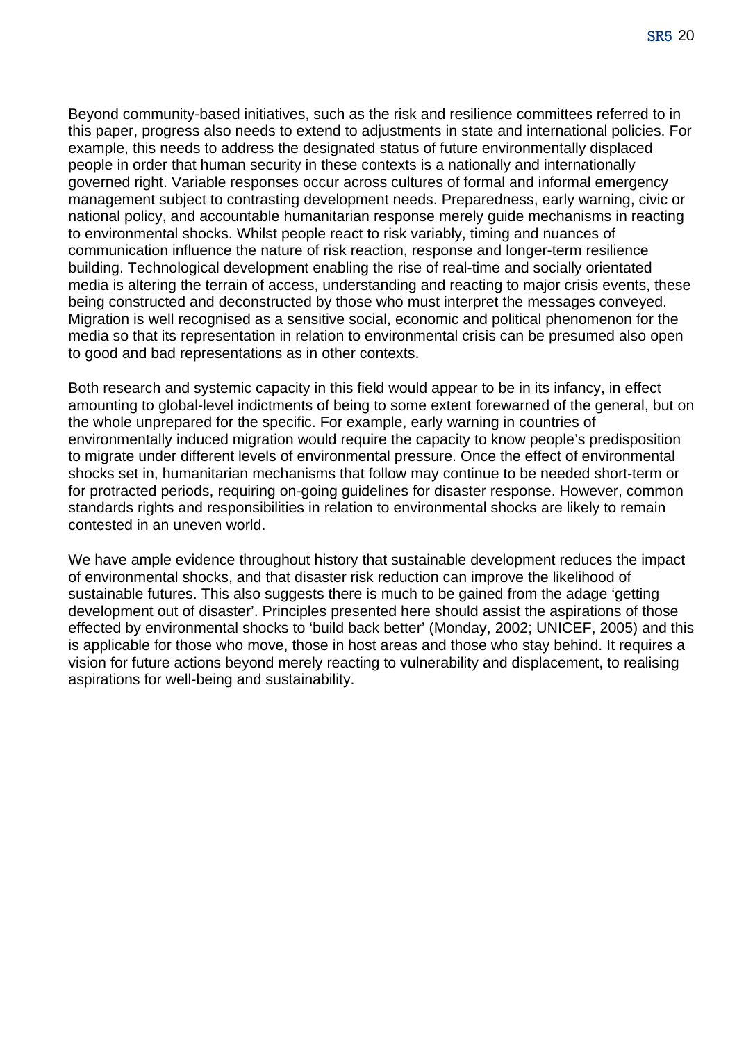Beyond community-based initiatives, such as the risk and resilience committees referred to in this paper, progress also needs to extend to adjustments in state and international policies. For example, this needs to address the designated status of future environmentally displaced people in order that human security in these contexts is a nationally and internationally governed right. Variable responses occur across cultures of formal and informal emergency management subject to contrasting development needs. Preparedness, early warning, civic or national policy, and accountable humanitarian response merely guide mechanisms in reacting to environmental shocks. Whilst people react to risk variably, timing and nuances of communication influence the nature of risk reaction, response and longer-term resilience building. Technological development enabling the rise of real-time and socially orientated media is altering the terrain of access, understanding and reacting to major crisis events, these being constructed and deconstructed by those who must interpret the messages conveyed. Migration is well recognised as a sensitive social, economic and political phenomenon for the media so that its representation in relation to environmental crisis can be presumed also open to good and bad representations as in other contexts.

Both research and systemic capacity in this field would appear to be in its infancy, in effect amounting to global-level indictments of being to some extent forewarned of the general, but on the whole unprepared for the specific. For example, early warning in countries of environmentally induced migration would require the capacity to know people's predisposition to migrate under different levels of environmental pressure. Once the effect of environmental shocks set in, humanitarian mechanisms that follow may continue to be needed short-term or for protracted periods, requiring on-going guidelines for disaster response. However, common standards rights and responsibilities in relation to environmental shocks are likely to remain contested in an uneven world.

We have ample evidence throughout history that sustainable development reduces the impact of environmental shocks, and that disaster risk reduction can improve the likelihood of sustainable futures. This also suggests there is much to be gained from the adage 'getting development out of disaster'. Principles presented here should assist the aspirations of those effected by environmental shocks to 'build back better' (Monday, 2002; UNICEF, 2005) and this is applicable for those who move, those in host areas and those who stay behind. It requires a vision for future actions beyond merely reacting to vulnerability and displacement, to realising aspirations for well-being and sustainability.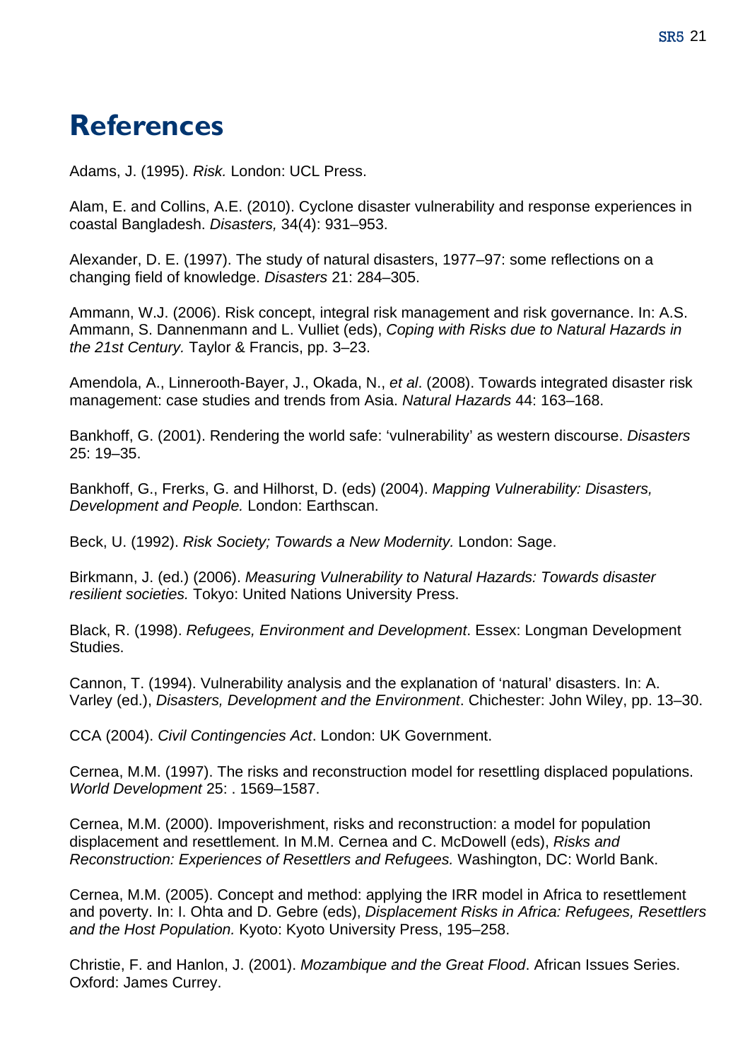# References

Adams, J. (1995). *Risk.* London: UCL Press.

Alam, E. and Collins, A.E. (2010). Cyclone disaster vulnerability and response experiences in coastal Bangladesh. *Disasters,* 34(4): 931–953.

Alexander, D. E. (1997). The study of natural disasters, 1977–97: some reflections on a changing field of knowledge. *Disasters* 21: 284–305.

Ammann, W.J. (2006). Risk concept, integral risk management and risk governance. In: A.S. Ammann, S. Dannenmann and L. Vulliet (eds), *Coping with Risks due to Natural Hazards in the 21st Century.* Taylor & Francis, pp. 3–23.

Amendola, A., Linnerooth-Bayer, J., Okada, N., *et al*. (2008). Towards integrated disaster risk management: case studies and trends from Asia. *Natural Hazards* 44: 163–168.

Bankhoff, G. (2001). Rendering the world safe: 'vulnerability' as western discourse. *Disasters* 25: 19–35.

Bankhoff, G., Frerks, G. and Hilhorst, D. (eds) (2004). *Mapping Vulnerability: Disasters, Development and People.* London: Earthscan.

Beck, U. (1992). *Risk Society; Towards a New Modernity.* London: Sage.

Birkmann, J. (ed.) (2006). *Measuring Vulnerability to Natural Hazards: Towards disaster resilient societies.* Tokyo: United Nations University Press.

Black, R. (1998). *Refugees, Environment and Development*. Essex: Longman Development Studies.

Cannon, T. (1994). Vulnerability analysis and the explanation of 'natural' disasters. In: A. Varley (ed.), *Disasters, Development and the Environment*. Chichester: John Wiley, pp. 13–30.

CCA (2004). *Civil Contingencies Act*. London: UK Government.

Cernea, M.M. (1997). The risks and reconstruction model for resettling displaced populations. *World Development* 25: . 1569–1587.

Cernea, M.M. (2000). Impoverishment, risks and reconstruction: a model for population displacement and resettlement. In M.M. Cernea and C. McDowell (eds), *Risks and Reconstruction: Experiences of Resettlers and Refugees.* Washington, DC: World Bank.

Cernea, M.M. (2005). Concept and method: applying the IRR model in Africa to resettlement and poverty. In: I. Ohta and D. Gebre (eds), *Displacement Risks in Africa: Refugees, Resettlers and the Host Population.* Kyoto: Kyoto University Press, 195–258.

Christie, F. and Hanlon, J. (2001). *Mozambique and the Great Flood*. African Issues Series. Oxford: James Currey.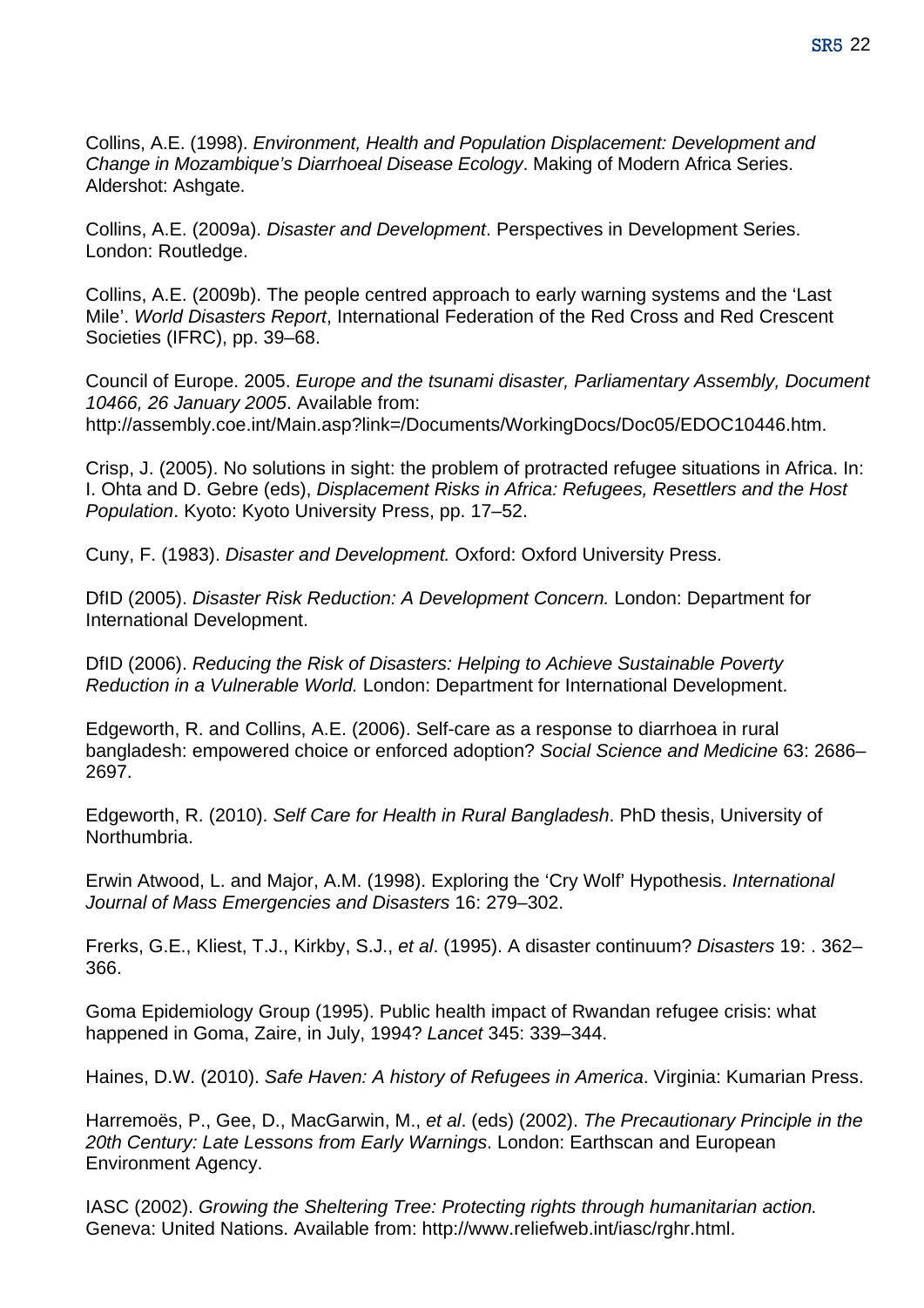Collins, A.E. (1998). *Environment, Health and Population Displacement: Development and Change in Mozambique's Diarrhoeal Disease Ecology*. Making of Modern Africa Series. Aldershot: Ashgate.

Collins, A.E. (2009a). *Disaster and Development*. Perspectives in Development Series. London: Routledge.

Collins, A.E. (2009b). The people centred approach to early warning systems and the 'Last Mile'. *World Disasters Report*, International Federation of the Red Cross and Red Crescent Societies (IFRC), pp. 39–68.

Council of Europe. 2005. *Europe and the tsunami disaster, Parliamentary Assembly, Document 10466, 26 January 2005*. Available from: http://assembly.coe.int/Main.asp?link=/Documents/WorkingDocs/Doc05/EDOC10446.htm.

Crisp, J. (2005). No solutions in sight: the problem of protracted refugee situations in Africa. In: I. Ohta and D. Gebre (eds), *Displacement Risks in Africa: Refugees, Resettlers and the Host Population*. Kyoto: Kyoto University Press, pp. 17–52.

Cuny, F. (1983). *Disaster and Development.* Oxford: Oxford University Press.

DfID (2005). *Disaster Risk Reduction: A Development Concern.* London: Department for International Development.

DfID (2006). *Reducing the Risk of Disasters: Helping to Achieve Sustainable Poverty Reduction in a Vulnerable World.* London: Department for International Development.

Edgeworth, R. and Collins, A.E. (2006). Self-care as a response to diarrhoea in rural bangladesh: empowered choice or enforced adoption? *Social Science and Medicine* 63: 2686–2697.

Edgeworth, R. (2010). *Self Care for Health in Rural Bangladesh*. PhD thesis, University of Northumbria.

Erwin Atwood, L. and Major, A.M. (1998). Exploring the 'Cry Wolf' Hypothesis. *International Journal of Mass Emergencies and Disasters* 16: 279–302.

Frerks, G.E., Kliest, T.J., Kirkby, S.J., *et al*. (1995). A disaster continuum? *Disasters* 19: . 362–366.

Goma Epidemiology Group (1995). Public health impact of Rwandan refugee crisis: what happened in Goma, Zaire, in July, 1994? *Lancet* 345: 339–344.

Haines, D.W. (2010). *Safe Haven: A history of Refugees in America*. Virginia: Kumarian Press.

Harremoës, P., Gee, D., MacGarwin, M., *et al*. (eds) (2002). *The Precautionary Principle in the 20th Century: Late Lessons from Early Warnings*. London: Earthscan and European Environment Agency.

IASC (2002). *Growing the Sheltering Tree: Protecting rights through humanitarian action.* Geneva: United Nations. Available from: http://www.reliefweb.int/iasc/rghr.html.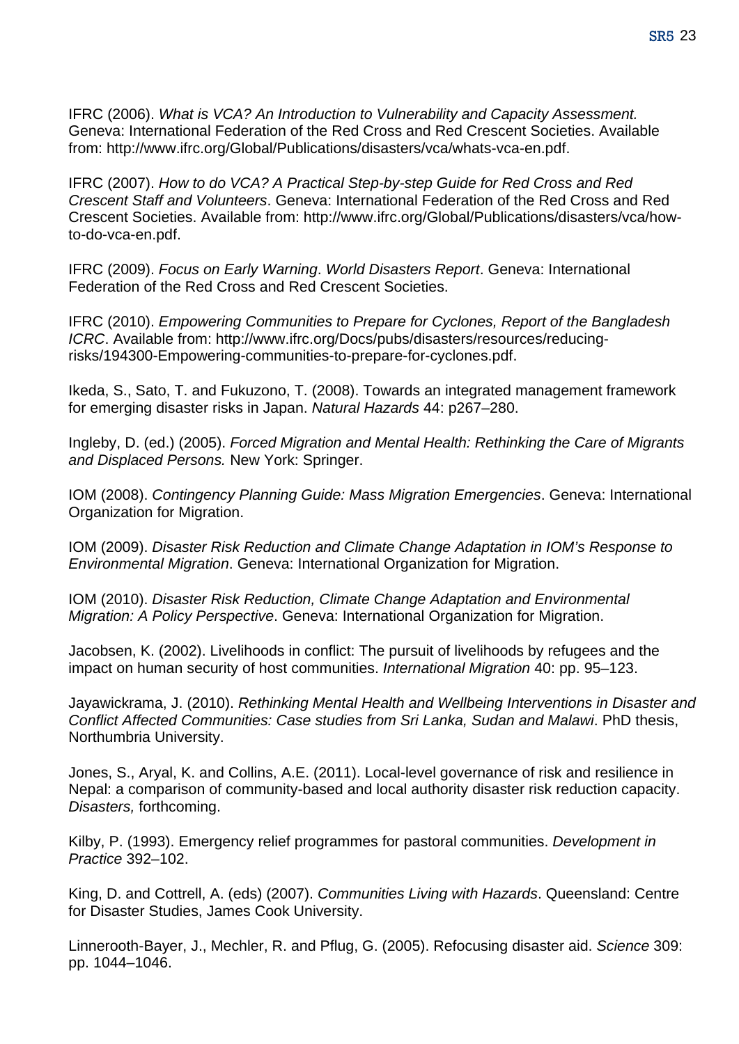IFRC (2006). *What is VCA? An Introduction to Vulnerability and Capacity Assessment.* Geneva: International Federation of the Red Cross and Red Crescent Societies. Available from: http://www.ifrc.org/Global/Publications/disasters/vca/whats-vca-en.pdf.

IFRC (2007). *How to do VCA? A Practical Step-by-step Guide for Red Cross and Red Crescent Staff and Volunteers*. Geneva: International Federation of the Red Cross and Red Crescent Societies. Available from: http://www.ifrc.org/Global/Publications/disasters/vca/how-to-do-vca-en.pdf.

IFRC (2009). *Focus on Early Warning*. *World Disasters Report*. Geneva: International Federation of the Red Cross and Red Crescent Societies.

IFRC (2010). *Empowering Communities to Prepare for Cyclones, Report of the Bangladesh ICRC*. Available from: http://www.ifrc.org/Docs/pubs/disasters/resources/reducing-risks/194300-Empowering-communities-to-prepare-for-cyclones.pdf.

Ikeda, S., Sato, T. and Fukuzono, T. (2008). Towards an integrated management framework for emerging disaster risks in Japan. *Natural Hazards* 44: p267–280.

Ingleby, D. (ed.) (2005). *Forced Migration and Mental Health: Rethinking the Care of Migrants and Displaced Persons.* New York: Springer.

IOM (2008). *Contingency Planning Guide: Mass Migration Emergencies*. Geneva: International Organization for Migration.

IOM (2009). *Disaster Risk Reduction and Climate Change Adaptation in IOM's Response to Environmental Migration*. Geneva: International Organization for Migration.

IOM (2010). *Disaster Risk Reduction, Climate Change Adaptation and Environmental Migration: A Policy Perspective*. Geneva: International Organization for Migration.

Jacobsen, K. (2002). Livelihoods in conflict: The pursuit of livelihoods by refugees and the impact on human security of host communities. *International Migration* 40: pp. 95–123.

Jayawickrama, J. (2010). *Rethinking Mental Health and Wellbeing Interventions in Disaster and Conflict Affected Communities: Case studies from Sri Lanka, Sudan and Malawi*. PhD thesis, Northumbria University.

Jones, S., Aryal, K. and Collins, A.E. (2011). Local-level governance of risk and resilience in Nepal: a comparison of community-based and local authority disaster risk reduction capacity. *Disasters,* forthcoming.

Kilby, P. (1993). Emergency relief programmes for pastoral communities. *Development in Practice* 392–102.

King, D. and Cottrell, A. (eds) (2007). *Communities Living with Hazards*. Queensland: Centre for Disaster Studies, James Cook University.

Linnerooth-Bayer, J., Mechler, R. and Pflug, G. (2005). Refocusing disaster aid. *Science* 309: pp. 1044–1046.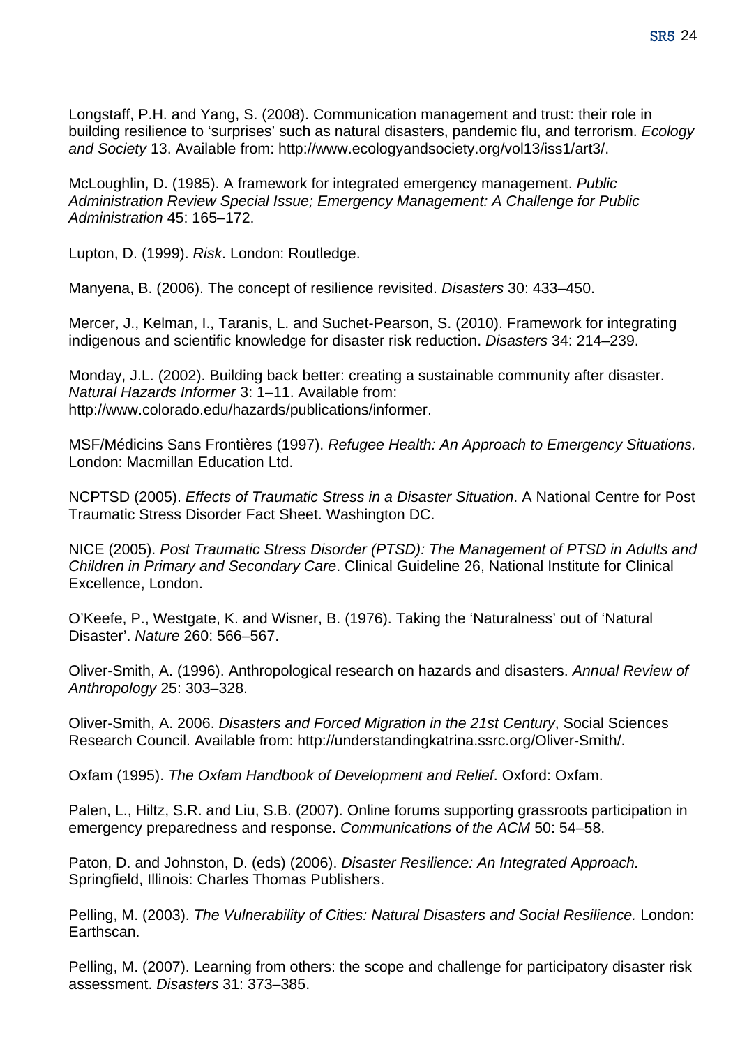Longstaff, P.H. and Yang, S. (2008). Communication management and trust: their role in building resilience to 'surprises' such as natural disasters, pandemic flu, and terrorism. *Ecology and Society* 13. Available from: http://www.ecologyandsociety.org/vol13/iss1/art3/.

McLoughlin, D. (1985). A framework for integrated emergency management. *Public Administration Review Special Issue; Emergency Management: A Challenge for Public Administration* 45: 165–172.

Lupton, D. (1999). *Risk*. London: Routledge.

Manyena, B. (2006). The concept of resilience revisited. *Disasters* 30: 433–450.

Mercer, J., Kelman, I., Taranis, L. and Suchet-Pearson, S. (2010). Framework for integrating indigenous and scientific knowledge for disaster risk reduction. *Disasters* 34: 214–239.

Monday, J.L. (2002). Building back better: creating a sustainable community after disaster. *Natural Hazards Informer* 3: 1–11. Available from: http://www.colorado.edu/hazards/publications/informer.

MSF/Médicins Sans Frontières (1997). *Refugee Health: An Approach to Emergency Situations.* London: Macmillan Education Ltd.

NCPTSD (2005). *Effects of Traumatic Stress in a Disaster Situation*. A National Centre for Post Traumatic Stress Disorder Fact Sheet. Washington DC.

NICE (2005). *Post Traumatic Stress Disorder (PTSD): The Management of PTSD in Adults and Children in Primary and Secondary Care*. Clinical Guideline 26, National Institute for Clinical Excellence, London.

O'Keefe, P., Westgate, K. and Wisner, B. (1976). Taking the 'Naturalness' out of 'Natural Disaster'. *Nature* 260: 566–567.

Oliver-Smith, A. (1996). Anthropological research on hazards and disasters. *Annual Review of Anthropology* 25: 303–328.

Oliver-Smith, A. 2006. *Disasters and Forced Migration in the 21st Century*, Social Sciences Research Council. Available from: http://understandingkatrina.ssrc.org/Oliver-Smith/.

Oxfam (1995). *The Oxfam Handbook of Development and Relief*. Oxford: Oxfam.

Palen, L., Hiltz, S.R. and Liu, S.B. (2007). Online forums supporting grassroots participation in emergency preparedness and response. *Communications of the ACM* 50: 54–58.

Paton, D. and Johnston, D. (eds) (2006). *Disaster Resilience: An Integrated Approach.* Springfield, Illinois: Charles Thomas Publishers.

Pelling, M. (2003). *The Vulnerability of Cities: Natural Disasters and Social Resilience.* London: Earthscan.

Pelling, M. (2007). Learning from others: the scope and challenge for participatory disaster risk assessment. *Disasters* 31: 373–385.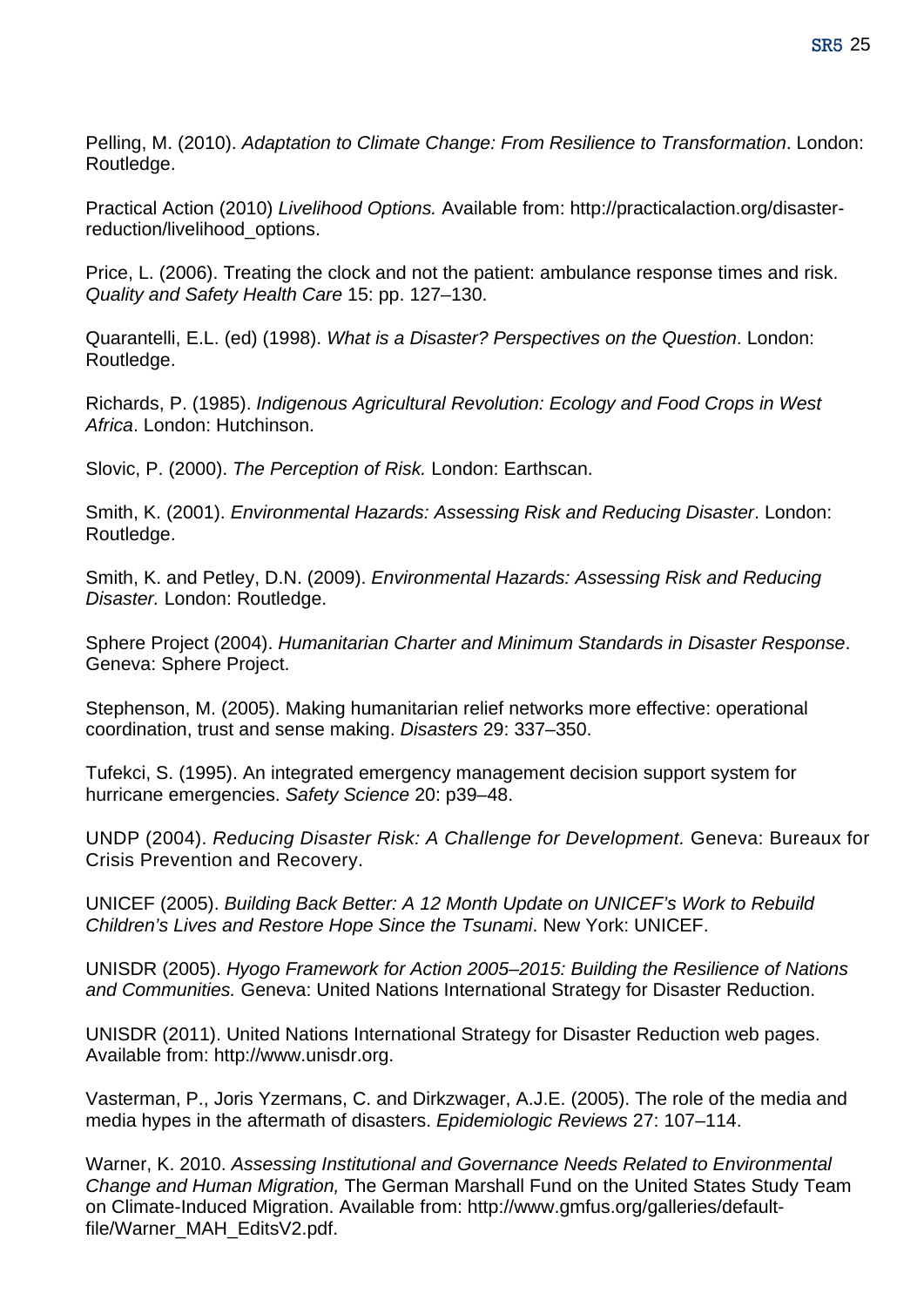Pelling, M. (2010). *Adaptation to Climate Change: From Resilience to Transformation*. London: Routledge.

Practical Action (2010) *Livelihood Options.* Available from: http://practicalaction.org/disaster-reduction/livelihood_options.

Price, L. (2006). Treating the clock and not the patient: ambulance response times and risk. *Quality and Safety Health Care* 15: pp. 127–130.

Quarantelli, E.L. (ed) (1998). *What is a Disaster? Perspectives on the Question*. London: Routledge.

Richards, P. (1985). *Indigenous Agricultural Revolution: Ecology and Food Crops in West Africa*. London: Hutchinson.

Slovic, P. (2000). *The Perception of Risk.* London: Earthscan.

Smith, K. (2001). *Environmental Hazards: Assessing Risk and Reducing Disaster*. London: Routledge.

Smith, K. and Petley, D.N. (2009). *Environmental Hazards: Assessing Risk and Reducing Disaster.* London: Routledge.

Sphere Project (2004). *Humanitarian Charter and Minimum Standards in Disaster Response*. Geneva: Sphere Project.

Stephenson, M. (2005). Making humanitarian relief networks more effective: operational coordination, trust and sense making. *Disasters* 29: 337–350.

Tufekci, S. (1995). An integrated emergency management decision support system for hurricane emergencies. *Safety Science* 20: p39–48.

UNDP (2004). *Reducing Disaster Risk: A Challenge for Development.* Geneva: Bureaux for Crisis Prevention and Recovery.

UNICEF (2005). *Building Back Better: A 12 Month Update on UNICEF's Work to Rebuild Children's Lives and Restore Hope Since the Tsunami*. New York: UNICEF.

UNISDR (2005). *Hyogo Framework for Action 2005–2015: Building the Resilience of Nations and Communities.* Geneva: United Nations International Strategy for Disaster Reduction.

UNISDR (2011). United Nations International Strategy for Disaster Reduction web pages. Available from: http://www.unisdr.org.

Vasterman, P., Joris Yzermans, C. and Dirkzwager, A.J.E. (2005). The role of the media and media hypes in the aftermath of disasters. *Epidemiologic Reviews* 27: 107–114.

Warner, K. 2010. *Assessing Institutional and Governance Needs Related to Environmental Change and Human Migration,* The German Marshall Fund on the United States Study Team on Climate-Induced Migration. Available from: http://www.gmfus.org/galleries/default-file/Warner_MAH_EditsV2.pdf.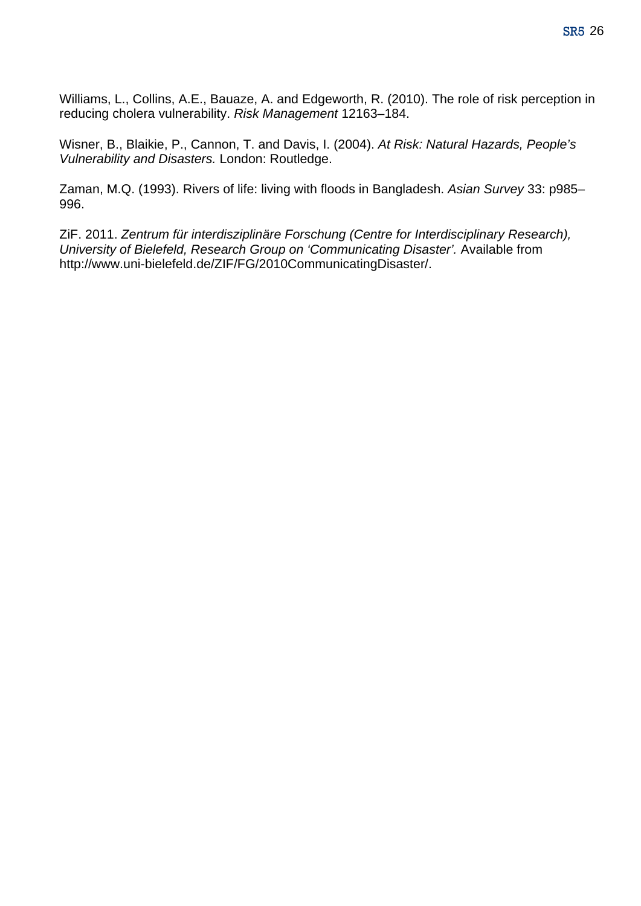Williams, L., Collins, A.E., Bauaze, A. and Edgeworth, R. (2010). The role of risk perception in reducing cholera vulnerability. *Risk Management* 12163–184.

Wisner, B., Blaikie, P., Cannon, T. and Davis, I. (2004). *At Risk: Natural Hazards, People's Vulnerability and Disasters.* London: Routledge.

Zaman, M.Q. (1993). Rivers of life: living with floods in Bangladesh. *Asian Survey* 33: p985–996.

ZiF. 2011. *Zentrum für interdisziplinäre Forschung (Centre for Interdisciplinary Research), University of Bielefeld, Research Group on 'Communicating Disaster'.* Available from http://www.uni-bielefeld.de/ZIF/FG/2010CommunicatingDisaster/.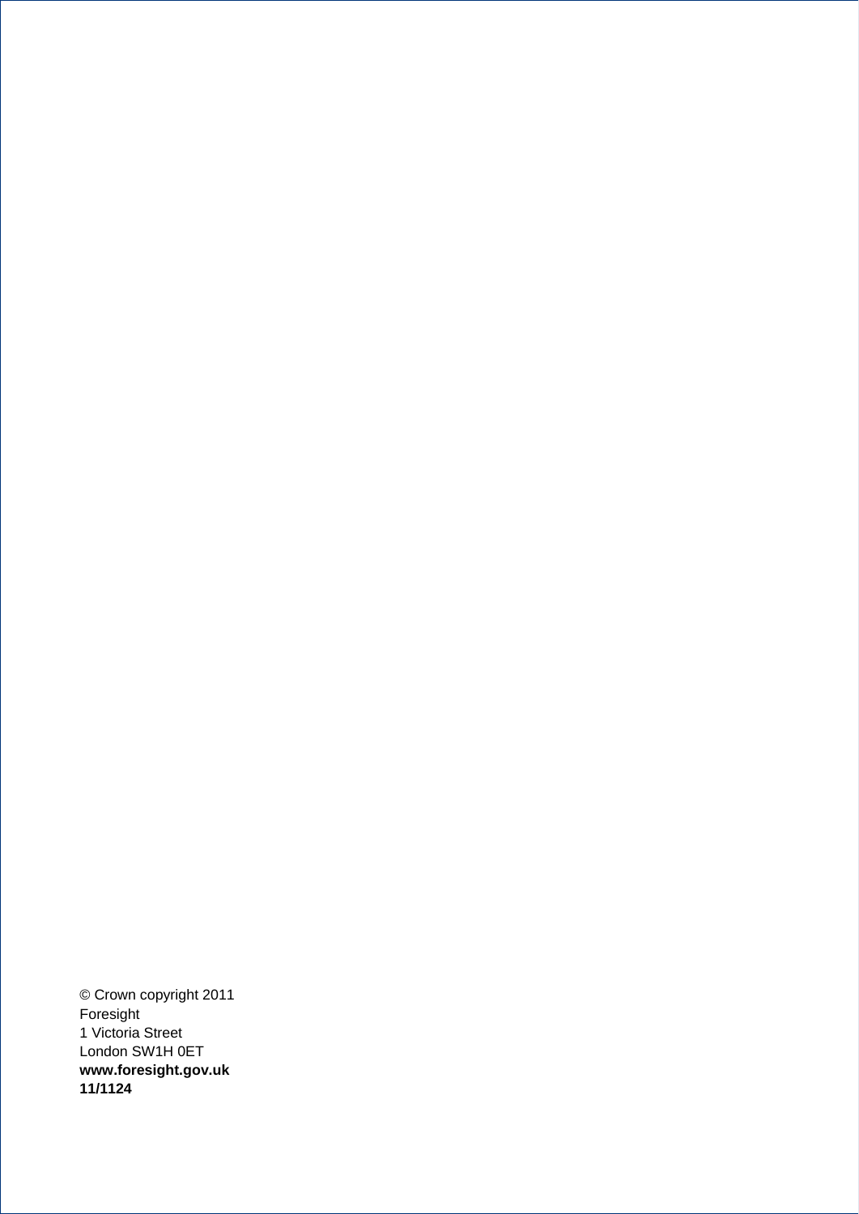© Crown copyright 2011
Foresight
1 Victoria Street
London SW1H 0ET
**www.foresight.gov.uk**
**11/1124**